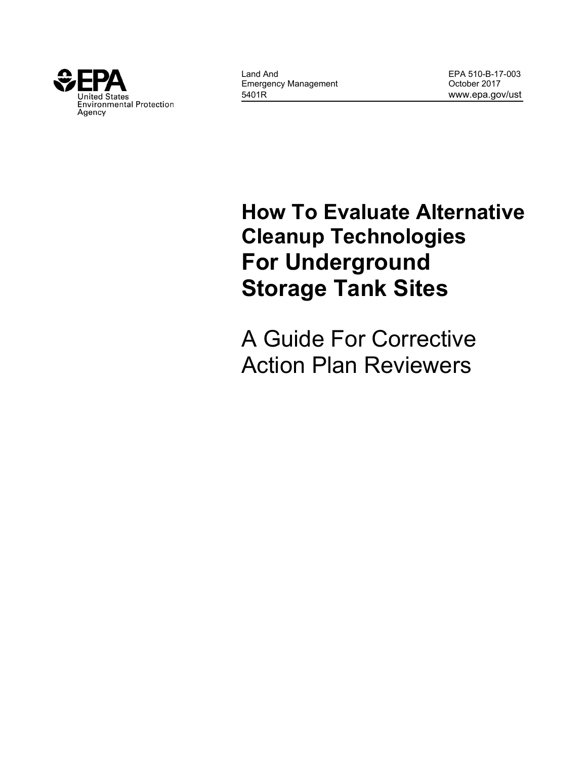United States Environmental Protection Agency

Land And Emergency Management 5401R

EPA 510-B-17-003
October 2017
www.epa.gov/ust

# How To Evaluate Alternative Cleanup Technologies For Underground Storage Tank Sites

## A Guide For Corrective Action Plan Reviewers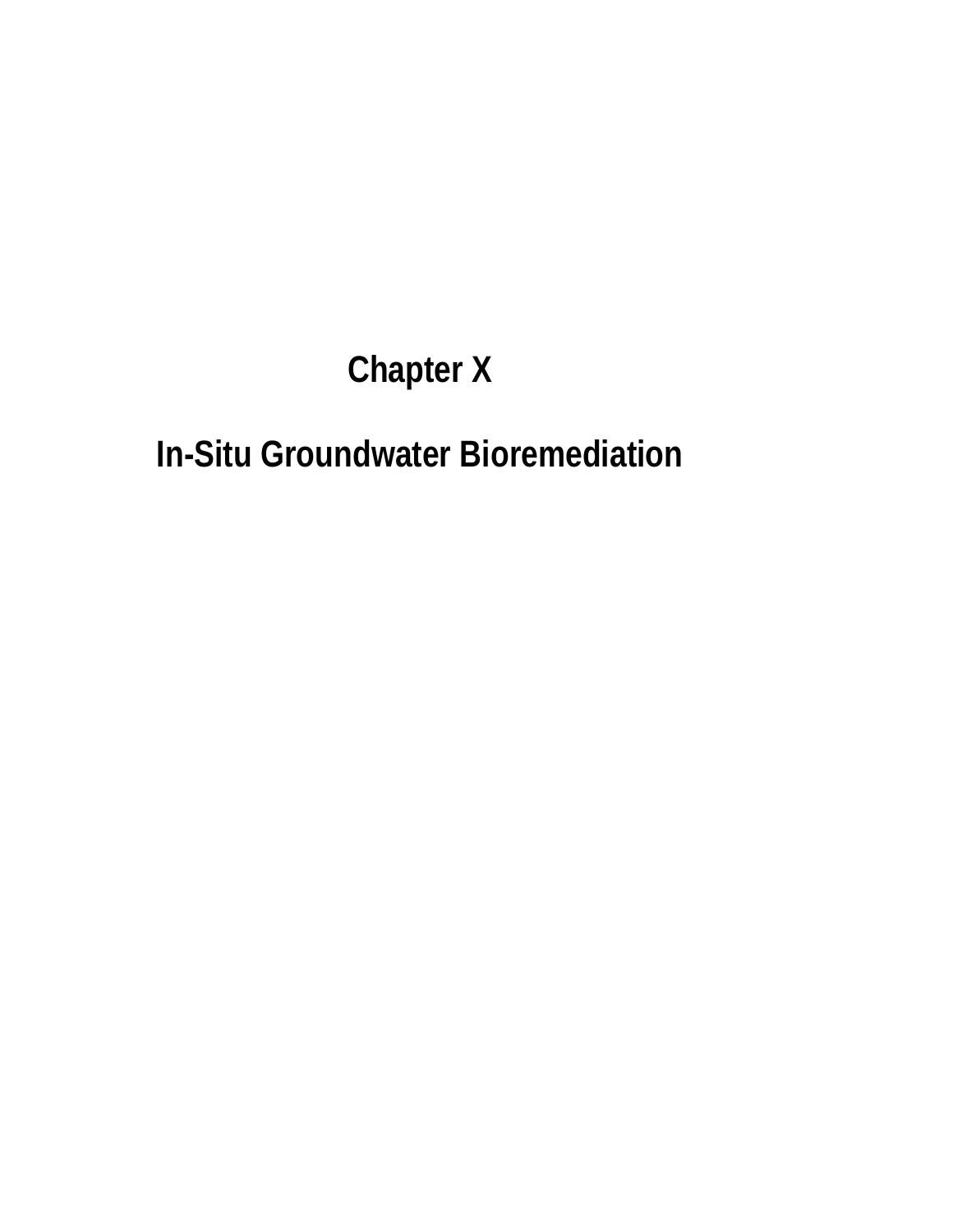# Chapter X

# In-Situ Groundwater Bioremediation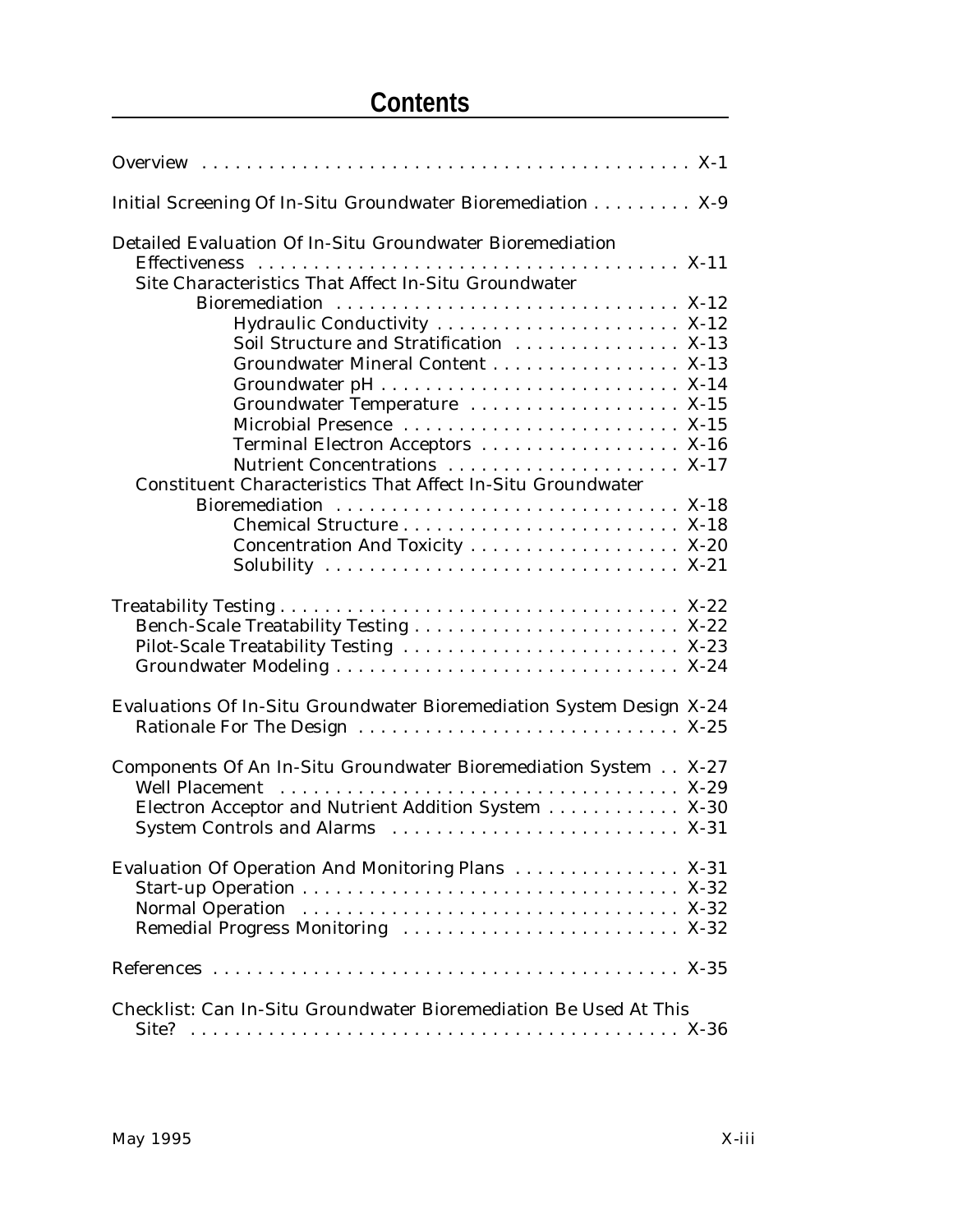# Contents

Overview . . . . . . . . . . . . . . . . . . . . . . . . . . . . . . . . . . . . . . . . . . . . X-1

Initial Screening Of In-Situ Groundwater Bioremediation . . . . . . . . . X-9

Detailed Evaluation Of In-Situ Groundwater Bioremediation Effectiveness . . . . . . . . . . . . . . . . . . . . . . . . . . . . . . . . . . . . . X-11

- Site Characteristics That Affect In-Situ Groundwater Bioremediation . . . . . . . . . . . . . . . . . . . . . . . . . . . . . . X-12
  - Hydraulic Conductivity . . . . . . . . . . . . . . . . . . . . . . X-12
  - Soil Structure and Stratification . . . . . . . . . . . . . . . X-13
  - Groundwater Mineral Content . . . . . . . . . . . . . . . . . X-13
  - Groundwater pH . . . . . . . . . . . . . . . . . . . . . . . . . . X-14
  - Groundwater Temperature . . . . . . . . . . . . . . . . . . X-15
  - Microbial Presence . . . . . . . . . . . . . . . . . . . . . . . . X-15
  - Terminal Electron Acceptors . . . . . . . . . . . . . . . . . X-16
  - Nutrient Concentrations . . . . . . . . . . . . . . . . . . . . X-17
- Constituent Characteristics That Affect In-Situ Groundwater Bioremediation . . . . . . . . . . . . . . . . . . . . . . . . . . . . . . X-18
  - Chemical Structure . . . . . . . . . . . . . . . . . . . . . . . . X-18
  - Concentration And Toxicity . . . . . . . . . . . . . . . . . . X-20
  - Solubility . . . . . . . . . . . . . . . . . . . . . . . . . . . . . . . X-21

Treatability Testing . . . . . . . . . . . . . . . . . . . . . . . . . . . . . . . . . . . . X-22

- Bench-Scale Treatability Testing . . . . . . . . . . . . . . . . . . . . . . . X-22
- Pilot-Scale Treatability Testing . . . . . . . . . . . . . . . . . . . . . . . . X-23
- Groundwater Modeling . . . . . . . . . . . . . . . . . . . . . . . . . . . . . . X-24

Evaluations Of In-Situ Groundwater Bioremediation System Design X-24

- Rationale For The Design . . . . . . . . . . . . . . . . . . . . . . . . . . . . X-25

Components Of An In-Situ Groundwater Bioremediation System . . X-27

- Well Placement . . . . . . . . . . . . . . . . . . . . . . . . . . . . . . . . . . . X-29
- Electron Acceptor and Nutrient Addition System . . . . . . . . . . . . X-30
- System Controls and Alarms . . . . . . . . . . . . . . . . . . . . . . . . . X-31

Evaluation Of Operation And Monitoring Plans . . . . . . . . . . . . . . . X-31

- Start-up Operation . . . . . . . . . . . . . . . . . . . . . . . . . . . . . . . . . X-32
- Normal Operation . . . . . . . . . . . . . . . . . . . . . . . . . . . . . . . . . X-32
- Remedial Progress Monitoring . . . . . . . . . . . . . . . . . . . . . . . . X-32

References . . . . . . . . . . . . . . . . . . . . . . . . . . . . . . . . . . . . . . . . . . X-35

Checklist: Can In-Situ Groundwater Bioremediation Be Used At This Site? . . . . . . . . . . . . . . . . . . . . . . . . . . . . . . . . . . . . . . . . . . . X-36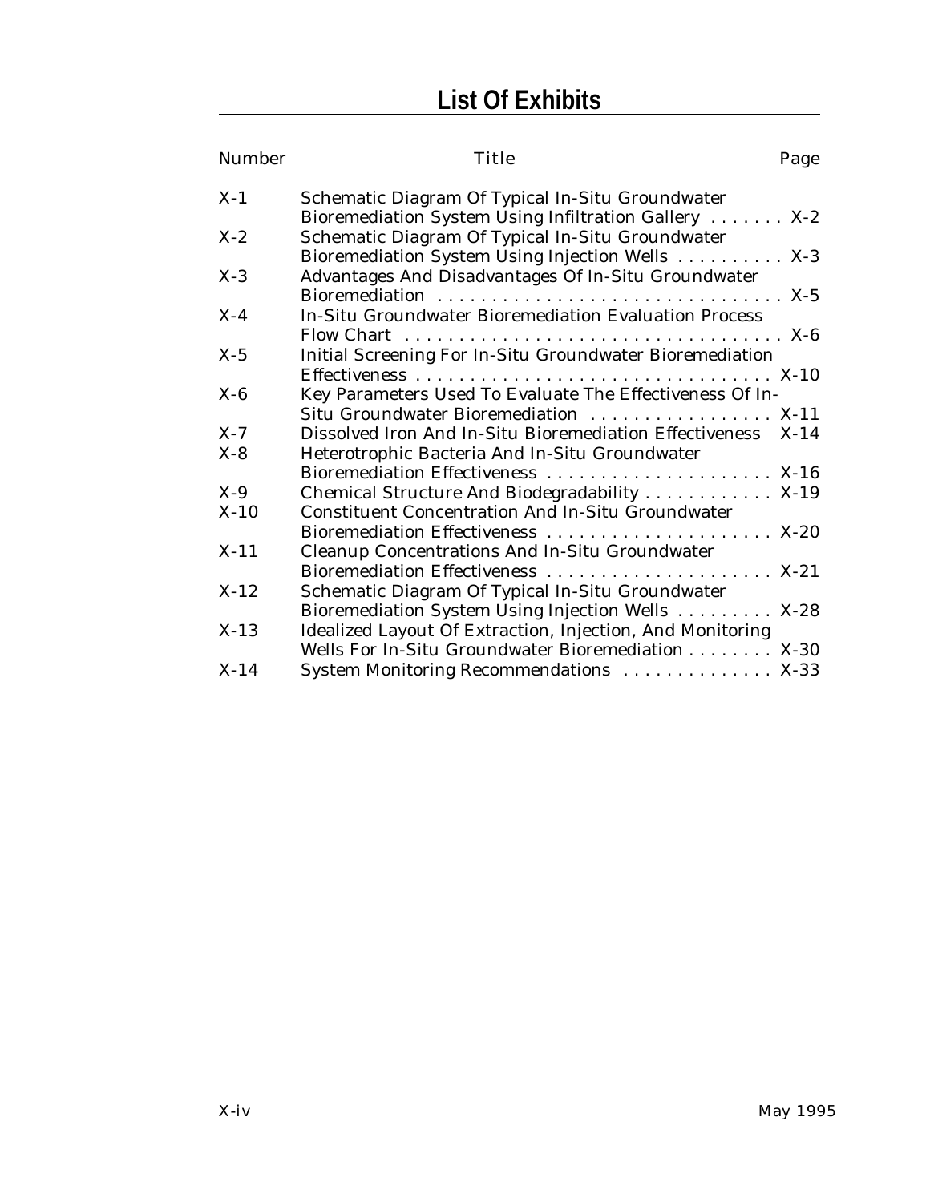# List Of Exhibits

| Number | Title | Page |
|---|---|---|
| X-1 | Schematic Diagram Of Typical In-Situ Groundwater Bioremediation System Using Infiltration Gallery | X-2 |
| X-2 | Schematic Diagram Of Typical In-Situ Groundwater Bioremediation System Using Injection Wells | X-3 |
| X-3 | Advantages And Disadvantages Of In-Situ Groundwater Bioremediation | X-5 |
| X-4 | In-Situ Groundwater Bioremediation Evaluation Process Flow Chart | X-6 |
| X-5 | Initial Screening For In-Situ Groundwater Bioremediation Effectiveness | X-10 |
| X-6 | Key Parameters Used To Evaluate The Effectiveness Of In-Situ Groundwater Bioremediation | X-11 |
| X-7 | Dissolved Iron And In-Situ Bioremediation Effectiveness | X-14 |
| X-8 | Heterotrophic Bacteria And In-Situ Groundwater Bioremediation Effectiveness | X-16 |
| X-9 | Chemical Structure And Biodegradability | X-19 |
| X-10 | Constituent Concentration And In-Situ Groundwater Bioremediation Effectiveness | X-20 |
| X-11 | Cleanup Concentrations And In-Situ Groundwater Bioremediation Effectiveness | X-21 |
| X-12 | Schematic Diagram Of Typical In-Situ Groundwater Bioremediation System Using Injection Wells | X-28 |
| X-13 | Idealized Layout Of Extraction, Injection, And Monitoring Wells For In-Situ Groundwater Bioremediation | X-30 |
| X-14 | System Monitoring Recommendations | X-33 |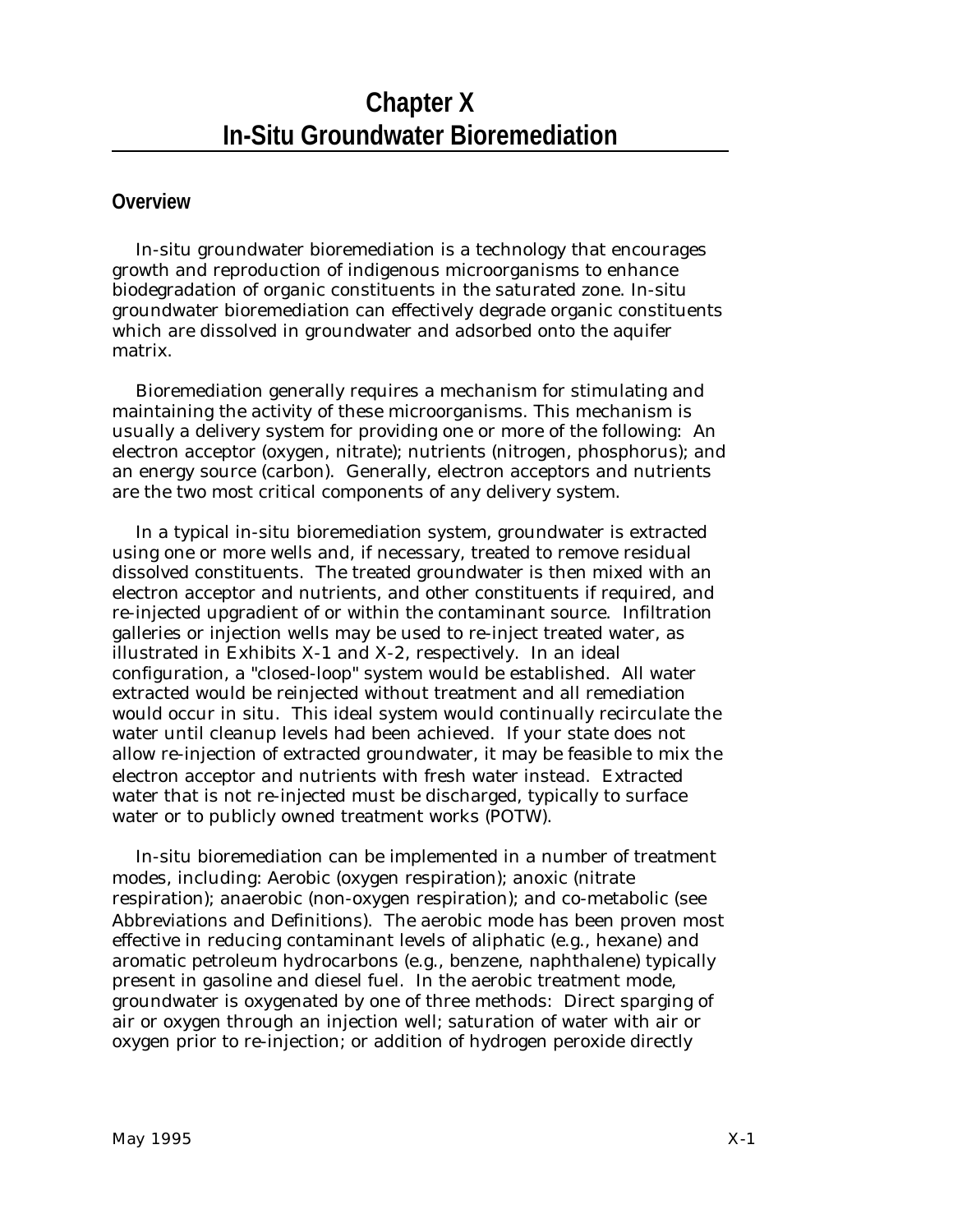# Chapter X
# In-Situ Groundwater Bioremediation

## Overview

In-situ groundwater bioremediation is a technology that encourages growth and reproduction of indigenous microorganisms to enhance biodegradation of organic constituents in the saturated zone. In-situ groundwater bioremediation can effectively degrade organic constituents which are dissolved in groundwater and adsorbed onto the aquifer matrix.

Bioremediation generally requires a mechanism for stimulating and maintaining the activity of these microorganisms. This mechanism is usually a delivery system for providing one or more of the following: An electron acceptor (oxygen, nitrate); nutrients (nitrogen, phosphorus); and an energy source (carbon). Generally, electron acceptors and nutrients are the two most critical components of any delivery system.

In a typical in-situ bioremediation system, groundwater is extracted using one or more wells and, if necessary, treated to remove residual dissolved constituents. The treated groundwater is then mixed with an electron acceptor and nutrients, and other constituents if required, and re-injected upgradient of or within the contaminant source. Infiltration galleries or injection wells may be used to re-inject treated water, as illustrated in Exhibits X-1 and X-2, respectively. In an ideal configuration, a "closed-loop" system would be established. All water extracted would be reinjected without treatment and all remediation would occur in situ. This ideal system would continually recirculate the water until cleanup levels had been achieved. If your state does not allow re-injection of extracted groundwater, it may be feasible to mix the electron acceptor and nutrients with fresh water instead. Extracted water that is not re-injected must be discharged, typically to surface water or to publicly owned treatment works (POTW).

In-situ bioremediation can be implemented in a number of treatment modes, including: Aerobic (oxygen respiration); anoxic (nitrate respiration); anaerobic (non-oxygen respiration); and co-metabolic (see Abbreviations and Definitions). The aerobic mode has been proven most effective in reducing contaminant levels of aliphatic (e.g., hexane) and aromatic petroleum hydrocarbons (e.g., benzene, naphthalene) typically present in gasoline and diesel fuel. In the aerobic treatment mode, groundwater is oxygenated by one of three methods: Direct sparging of air or oxygen through an injection well; saturation of water with air or oxygen prior to re-injection; or addition of hydrogen peroxide directly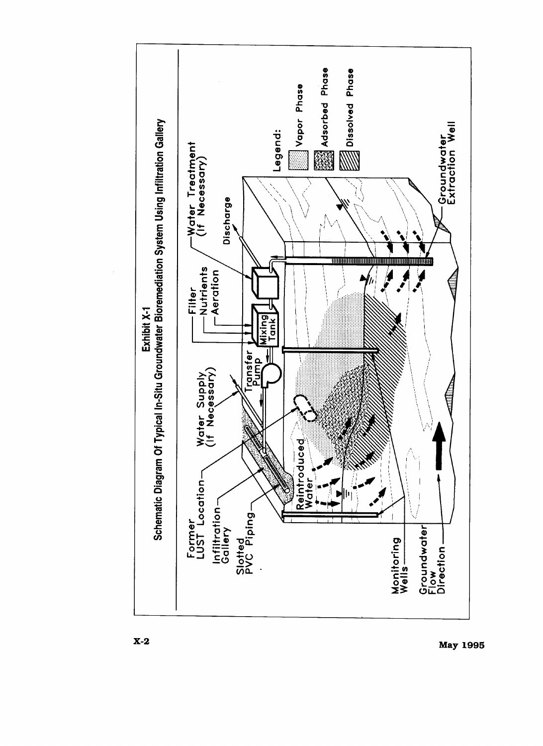**Exhibit X-1**

**Schematic Diagram Of Typical In-Situ Groundwater Bioremediation System Using Infiltration Gallery**

Former LUST Location

Infiltration Gallery

Slotted PVC Piping

Water Supply (If Necessary)

Transfer Pump

Mixing Tank

Filter

Nutrients

Aeration

Water Treatment (If Necessary)

Discharge

Reintroduced Water

Monitoring Wells

Groundwater Flow Direction

Groundwater Extraction Well

Legend:

- Vapor Phase
- Adsorbed Phase
- Dissolved Phase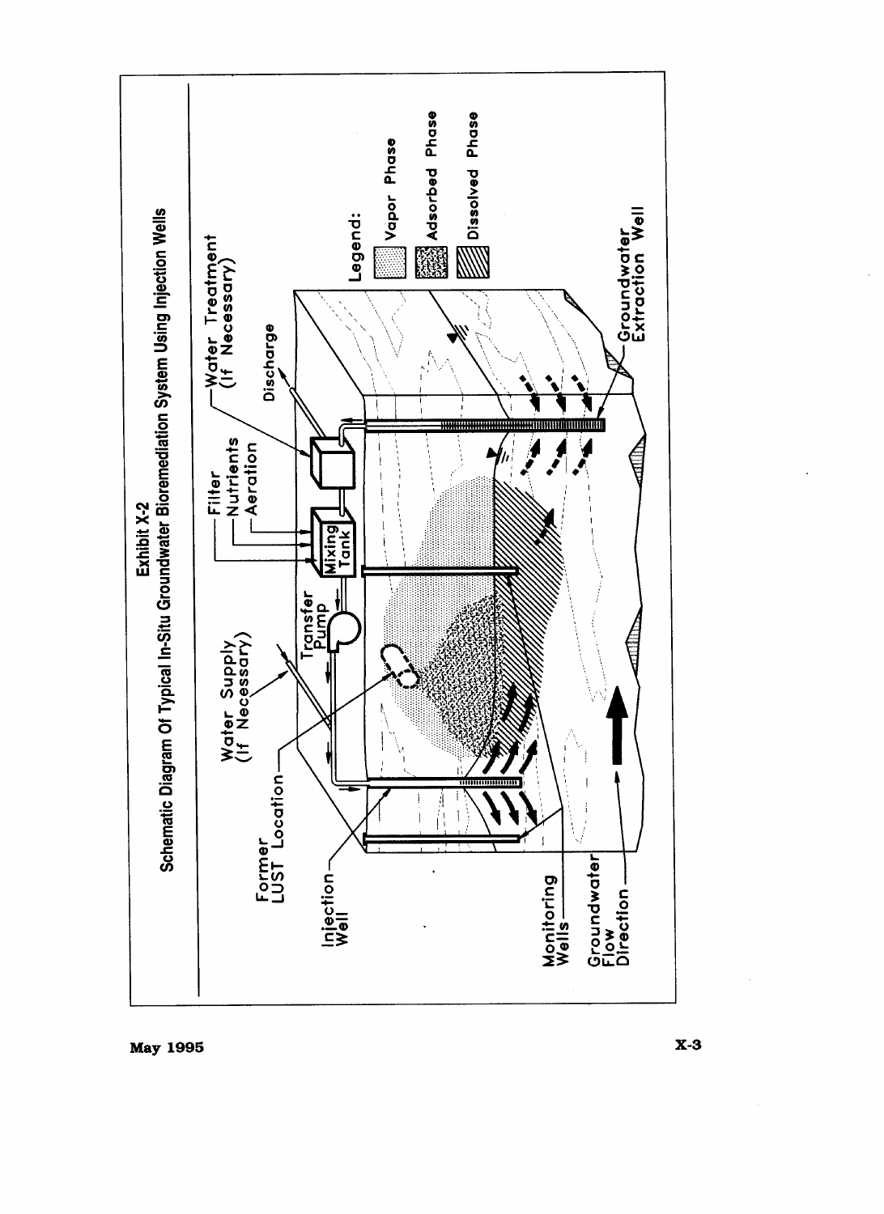**Exhibit X-2**

**Schematic Diagram Of Typical In-Situ Groundwater Bioremediation System Using Injection Wells**

Former LUST Location

Water Supply (If Necessary)

Transfer Pump

Mixing Tank

Filter

Nutrients

Aeration

Water Treatment (If Necessary)

Discharge

Injection Well

Monitoring Wells

Groundwater Flow Direction

Groundwater Extraction Well

Legend:

- Vapor Phase
- Adsorbed Phase
- Dissolved Phase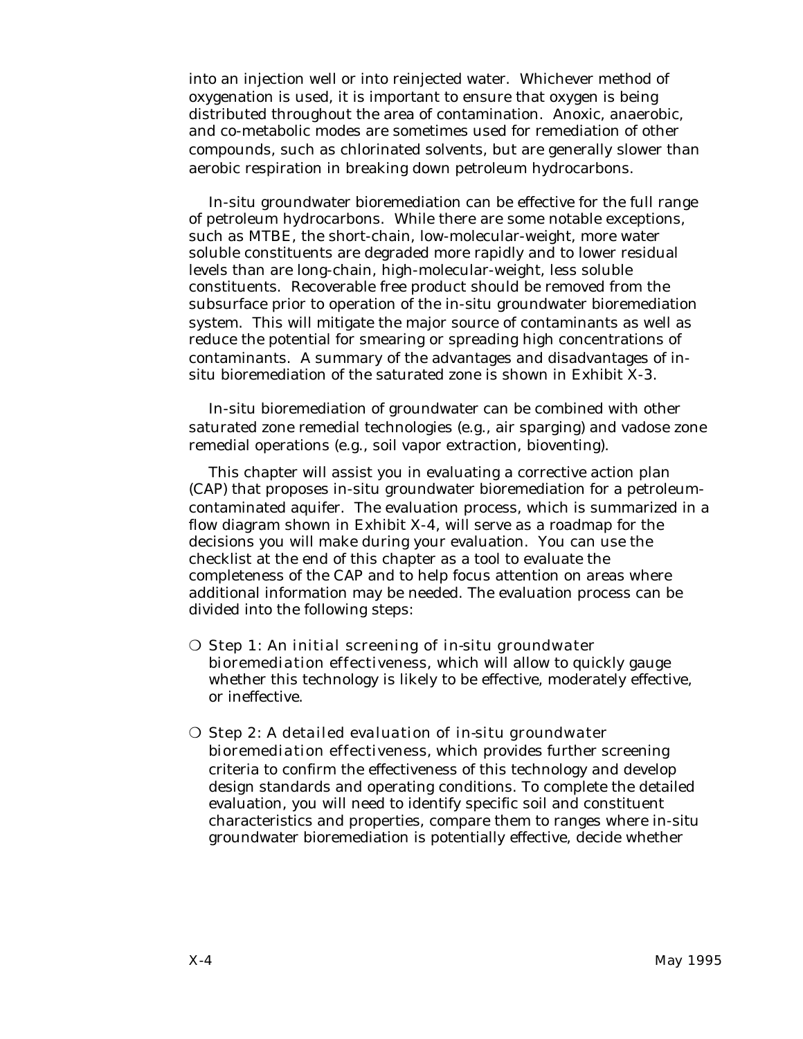into an injection well or into reinjected water. Whichever method of oxygenation is used, it is important to ensure that oxygen is being distributed throughout the area of contamination. Anoxic, anaerobic, and co-metabolic modes are sometimes used for remediation of other compounds, such as chlorinated solvents, but are generally slower than aerobic respiration in breaking down petroleum hydrocarbons.

In-situ groundwater bioremediation can be effective for the full range of petroleum hydrocarbons. While there are some notable exceptions, such as MTBE, the short-chain, low-molecular-weight, more water soluble constituents are degraded more rapidly and to lower residual levels than are long-chain, high-molecular-weight, less soluble constituents. Recoverable free product should be removed from the subsurface prior to operation of the in-situ groundwater bioremediation system. This will mitigate the major source of contaminants as well as reduce the potential for smearing or spreading high concentrations of contaminants. A summary of the advantages and disadvantages of in-situ bioremediation of the saturated zone is shown in Exhibit X-3.

In-situ bioremediation of groundwater can be combined with other saturated zone remedial technologies (e.g., air sparging) and vadose zone remedial operations (e.g., soil vapor extraction, bioventing).

This chapter will assist you in evaluating a corrective action plan (CAP) that proposes in-situ groundwater bioremediation for a petroleum-contaminated aquifer. The evaluation process, which is summarized in a flow diagram shown in Exhibit X-4, will serve as a roadmap for the decisions you will make during your evaluation. You can use the checklist at the end of this chapter as a tool to evaluate the completeness of the CAP and to help focus attention on areas where additional information may be needed. The evaluation process can be divided into the following steps:

- Step 1: *An initial screening of in-situ groundwater bioremediation effectiveness*, which will allow to quickly gauge whether this technology is likely to be effective, moderately effective, or ineffective.

- Step 2: *A detailed evaluation of in-situ groundwater bioremediation effectiveness*, which provides further screening criteria to confirm the effectiveness of this technology and develop design standards and operating conditions. To complete the detailed evaluation, you will need to identify specific soil and constituent characteristics and properties, compare them to ranges where in-situ groundwater bioremediation is potentially effective, decide whether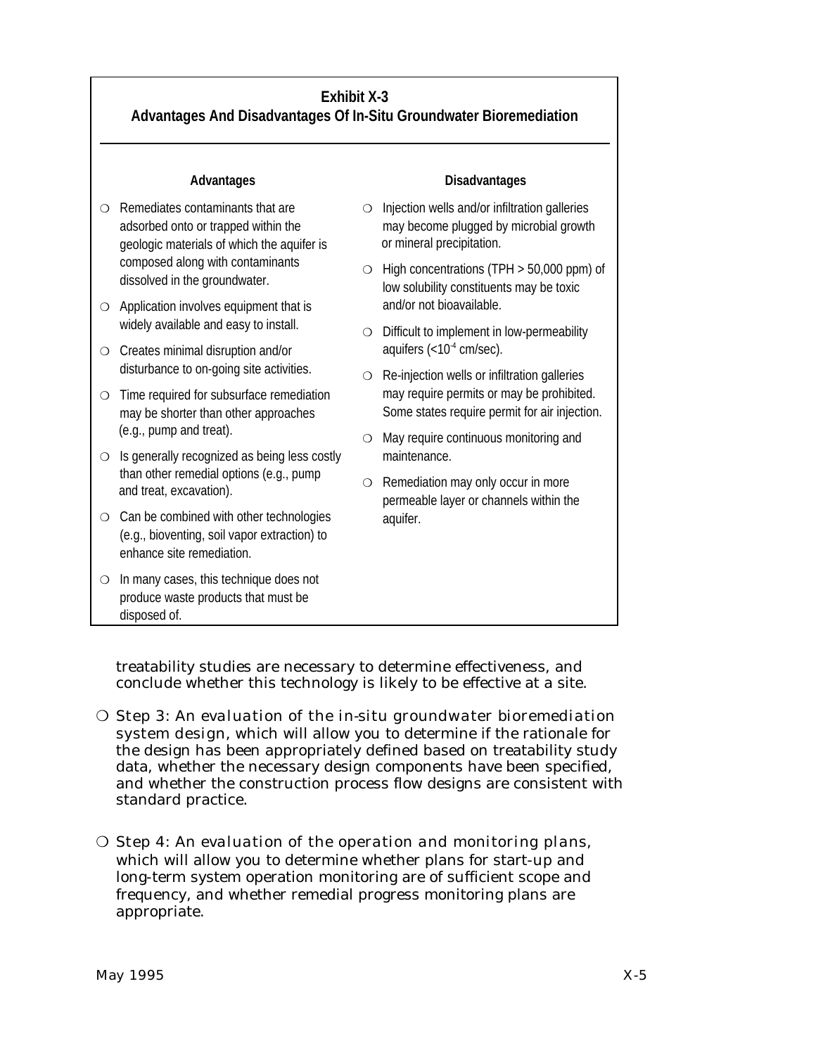**Exhibit X-3**
**Advantages And Disadvantages Of In-Situ Groundwater Bioremediation**

**Advantages**

- Remediates contaminants that are adsorbed onto or trapped within the geologic materials of which the aquifer is composed along with contaminants dissolved in the groundwater.
- Application involves equipment that is widely available and easy to install.
- Creates minimal disruption and/or disturbance to on-going site activities.
- Time required for subsurface remediation may be shorter than other approaches (e.g., pump and treat).
- Is generally recognized as being less costly than other remedial options (e.g., pump and treat, excavation).
- Can be combined with other technologies (e.g., bioventing, soil vapor extraction) to enhance site remediation.
- In many cases, this technique does not produce waste products that must be disposed of.

**Disadvantages**

- Injection wells and/or infiltration galleries may become plugged by microbial growth or mineral precipitation.
- High concentrations (TPH > 50,000 ppm) of low solubility constituents may be toxic and/or not bioavailable.
- Difficult to implement in low-permeability aquifers (<$10^{-4}$ cm/sec).
- Re-injection wells or infiltration galleries may require permits or may be prohibited. Some states require permit for air injection.
- May require continuous monitoring and maintenance.
- Remediation may only occur in more permeable layer or channels within the aquifer.

treatability studies are necessary to determine effectiveness, and conclude whether this technology is likely to be effective at a site.

- Step 3: An *evaluation of the in-situ groundwater bioremediation system design*, which will allow you to determine if the rationale for the design has been appropriately defined based on treatability study data, whether the necessary design components have been specified, and whether the construction process flow designs are consistent with standard practice.

- Step 4: An *evaluation of the operation and monitoring plans*, which will allow you to determine whether plans for start-up and long-term system operation monitoring are of sufficient scope and frequency, and whether remedial progress monitoring plans are appropriate.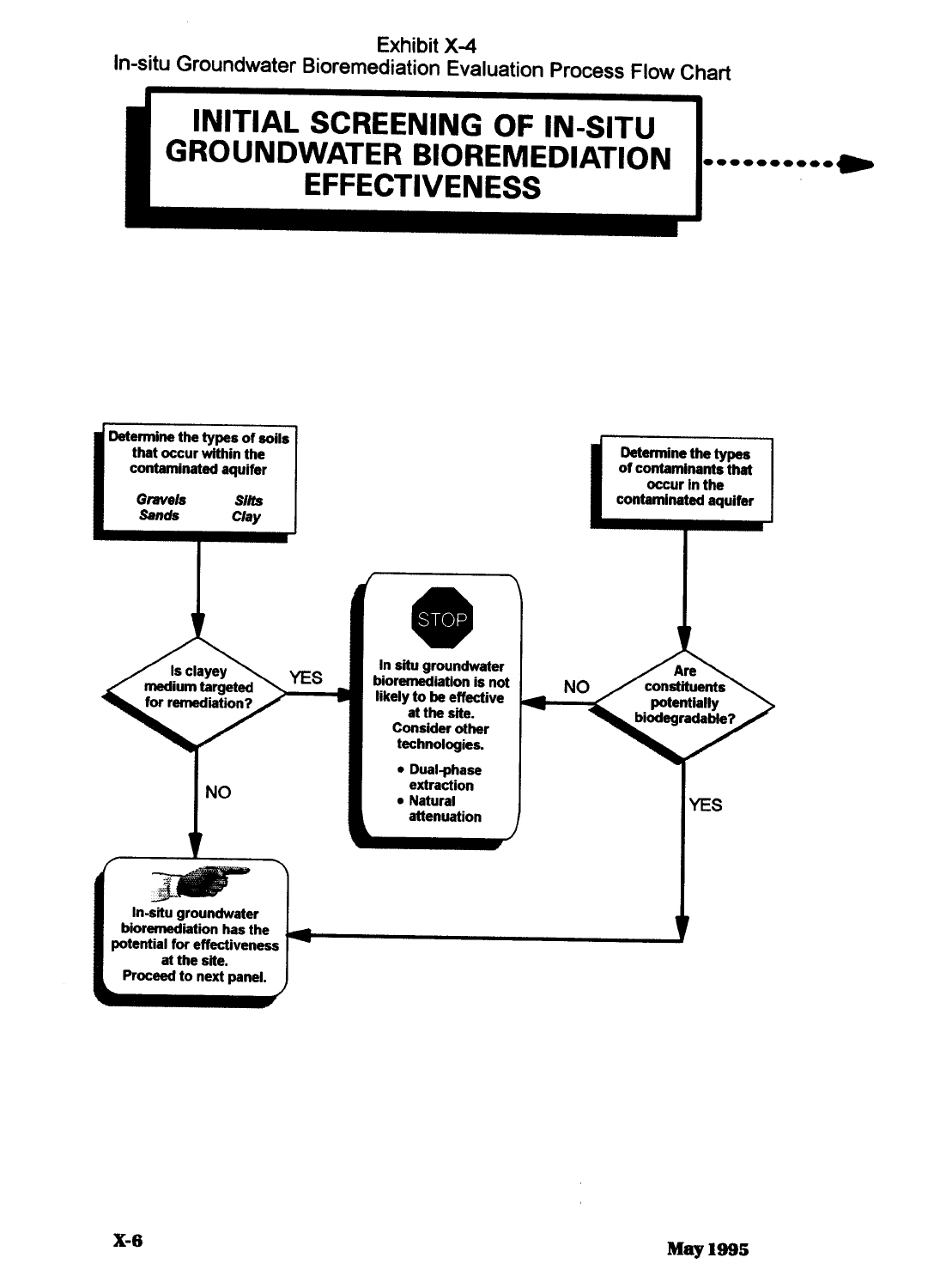Exhibit X-4

In-situ Groundwater Bioremediation Evaluation Process Flow Chart

# INITIAL SCREENING OF IN-SITU GROUNDWATER BIOREMEDIATION EFFECTIVENESS

**Determine the types of soils that occur within the contaminated aquifer**

*Gravels* *Silts*
*Sands* *Clay*

**Is clayey medium targeted for remediation?**

- YES → STOP
- NO → In-situ groundwater bioremediation has the potential for effectiveness

**Determine the types of contaminants that occur in the contaminated aquifer**

**Are constituents potentially biodegradable?**

- NO → STOP
- YES → In-situ groundwater bioremediation has the potential for effectiveness

STOP

**In situ groundwater bioremediation is not likely to be effective at the site. Consider other technologies.**

- **Dual-phase extraction**
- **Natural attenuation**

**In-situ groundwater bioremediation has the potential for effectiveness at the site. Proceed to next panel.**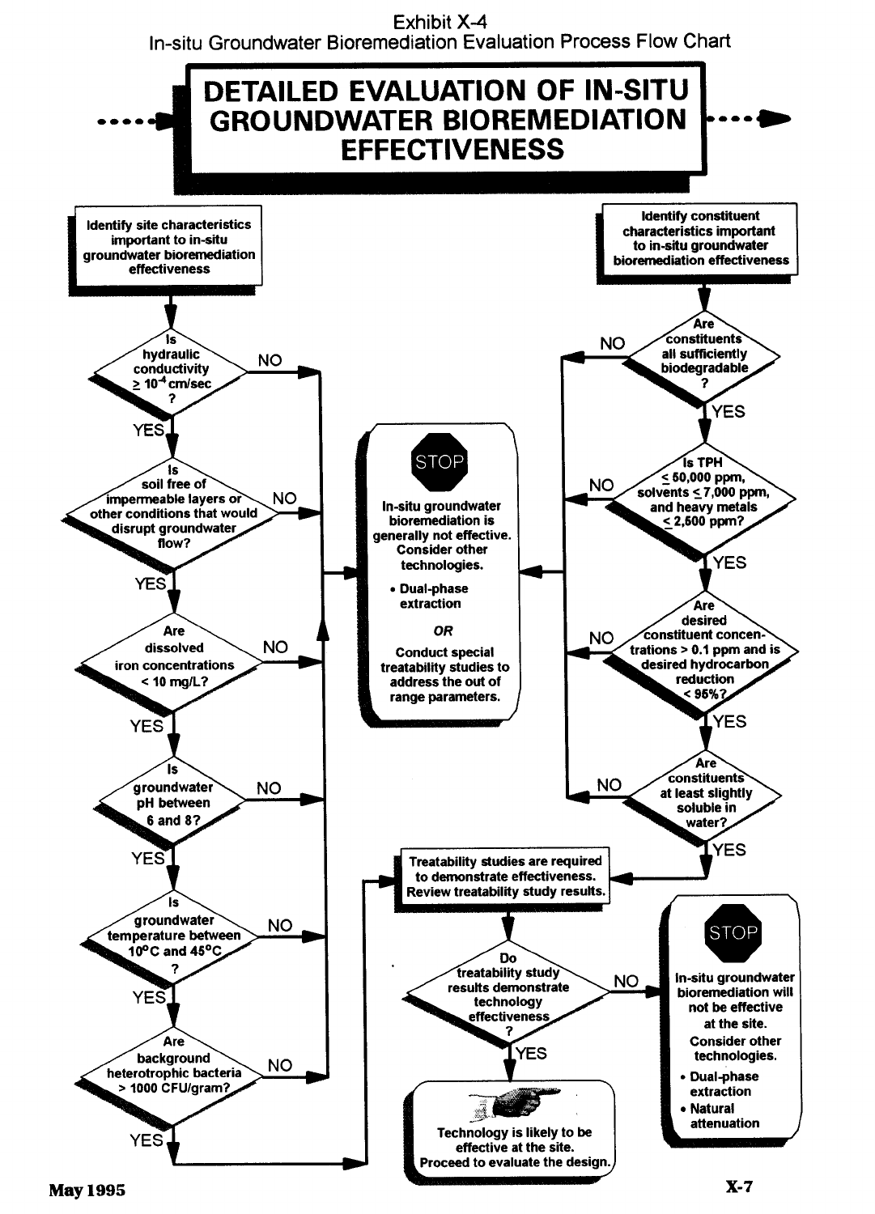Exhibit X-4

In-situ Groundwater Bioremediation Evaluation Process Flow Chart

# DETAILED EVALUATION OF IN-SITU GROUNDWATER BIOREMEDIATION EFFECTIVENESS

**Identify site characteristics important to in-situ groundwater bioremediation effectiveness**

- Is hydraulic conductivity $\geq 10^{-4}$ cm/sec?
  - NO → STOP
  - YES ↓
- Is soil free of impermeable layers or other conditions that would disrupt groundwater flow?
  - NO → STOP
  - YES ↓
- Are dissolved iron concentrations < 10 mg/L?
  - NO → STOP
  - YES ↓
- Is groundwater pH between 6 and 8?
  - NO → STOP
  - YES ↓
- Is groundwater temperature between 10°C and 45°C?
  - NO → STOP
  - YES ↓
- Are background heterotrophic bacteria > 1000 CFU/gram?
  - NO → STOP
  - YES → Treatability studies are required to demonstrate effectiveness.

**Identify constituent characteristics important to in-situ groundwater bioremediation effectiveness**

- Are constituents all sufficiently biodegradable?
  - NO → STOP
  - YES ↓
- Is TPH $\leq$ 50,000 ppm, solvents $\leq$ 7,000 ppm, and heavy metals $\leq$ 2,500 ppm?
  - NO → STOP
  - YES ↓
- Are desired constituent concentrations > 0.1 ppm and is desired hydrocarbon reduction < 95%?
  - NO → STOP
  - YES ↓
- Are constituents at least slightly soluble in water?
  - NO → STOP
  - YES → Treatability studies are required to demonstrate effectiveness.

**STOP**

In-situ groundwater bioremediation is generally not effective. Consider other technologies.

- Dual-phase extraction

*OR*

Conduct special treatability studies to address the out of range parameters.

**Treatability studies are required to demonstrate effectiveness. Review treatability study results.**

- Do treatability study results demonstrate technology effectiveness?
  - YES → Technology is likely to be effective at the site. Proceed to evaluate the design.
  - NO → STOP

**STOP**

In-situ groundwater bioremediation will not be effective at the site. Consider other technologies.

- Dual-phase extraction
- Natural attenuation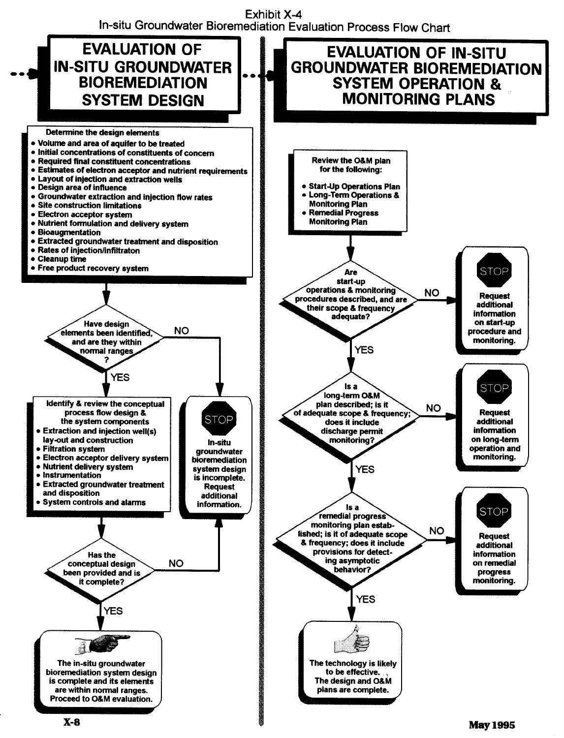# Exhibit X-4
## In-situ Groundwater Bioremediation Evaluation Process Flow Chart

## EVALUATION OF IN-SITU GROUNDWATER BIOREMEDIATION SYSTEM DESIGN

**Determine the design elements**

- Volume and area of aquifer to be treated
- Initial concentrations of constituents of concern
- Required final constituent concentrations
- Estimates of electron acceptor and nutrient requirements
- Layout of injection and extraction wells
- Design area of influence
- Groundwater extraction and injection flow rates
- Site construction limitations
- Electron acceptor system
- Nutrient formulation and delivery system
- Bioaugmentation
- Extracted groundwater treatment and disposition
- Rates of injection/infiltraton
- Cleanup time
- Free product recovery system

**Have design elements been identified, and are they within normal ranges?**

- NO → STOP: In-situ groundwater bioremediation system design is incomplete. Request additional information.
- YES ↓

**Identify & review the conceptual process flow design & the system components**

- Extraction and injection well(s) lay-out and construction
- Filtration system
- Electron acceptor delivery system
- Nutrient delivery system
- Instrumentation
- Extracted groundwater treatment and disposition
- System controls and alarms

**Has the conceptual design been provided and is it complete?**

- NO → STOP: In-situ groundwater bioremediation system design is incomplete. Request additional information.
- YES → The in-situ groundwater bioremediation system design is complete and its elements are within normal ranges. Proceed to O&M evaluation.

## EVALUATION OF IN-SITU GROUNDWATER BIOREMEDIATION SYSTEM OPERATION & MONITORING PLANS

**Review the O&M plan for the following:**

- Start-Up Operations Plan
- Long-Term Operations & Monitoring Plan
- Remedial Progress Monitoring Plan

**Are start-up operations & monitoring procedures described, and are their scope & frequency adequate?**

- NO → STOP: Request additional information on start-up procedure and monitoring.
- YES ↓

**Is a long-term O&M plan described; is it of adequate scope & frequency; does it include discharge permit monitoring?**

- NO → STOP: Request additional information on long-term operation and monitoring.
- YES ↓

**Is a remedial progress monitoring plan established; is it of adequate scope & frequency; does it include provisions for detecting asymptotic behavior?**

- NO → STOP: Request additional information on remedial progress monitoring.
- YES → The technology is likely to be effective. The design and O&M plans are complete.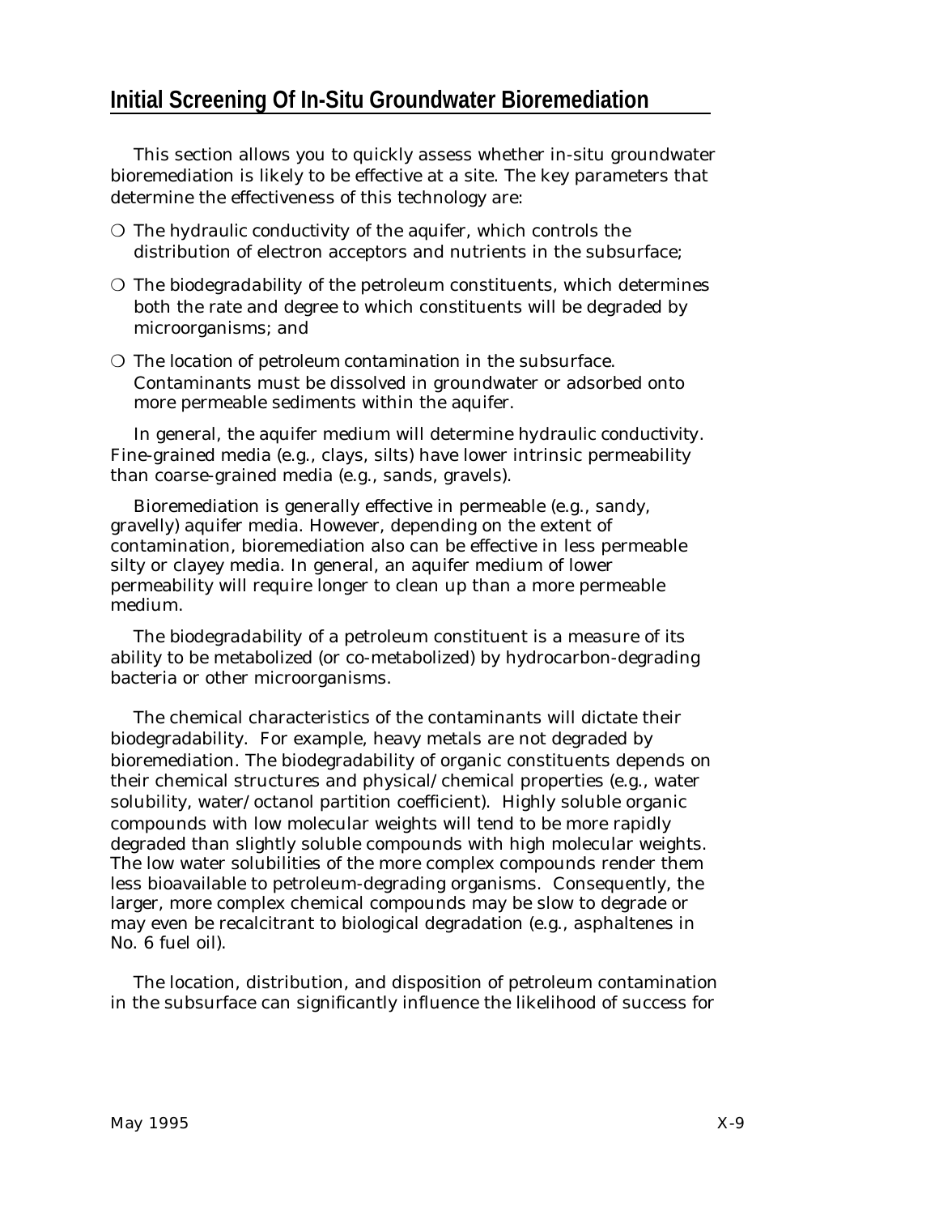## Initial Screening Of In-Situ Groundwater Bioremediation

This section allows you to quickly assess whether in-situ groundwater bioremediation is likely to be effective at a site. The key parameters that determine the effectiveness of this technology are:

- The hydraulic conductivity of the aquifer, which controls the distribution of electron acceptors and nutrients in the subsurface;
- The biodegradability of the petroleum constituents, which determines both the rate and degree to which constituents will be degraded by microorganisms; and
- The location of petroleum contamination in the subsurface. Contaminants must be dissolved in groundwater or adsorbed onto more permeable sediments within the aquifer.

In general, the aquifer medium will determine hydraulic conductivity. Fine-grained media (e.g., clays, silts) have lower intrinsic permeability than coarse-grained media (e.g., sands, gravels).

Bioremediation is generally effective in permeable (e.g., sandy, gravelly) aquifer media. However, depending on the extent of contamination, bioremediation also can be effective in less permeable silty or clayey media. In general, an aquifer medium of lower permeability will require longer to clean up than a more permeable medium.

The biodegradability of a petroleum constituent is a measure of its ability to be metabolized (or co-metabolized) by hydrocarbon-degrading bacteria or other microorganisms.

The chemical characteristics of the contaminants will dictate their biodegradability. For example, heavy metals are not degraded by bioremediation. The biodegradability of organic constituents depends on their chemical structures and physical/chemical properties (e.g., water solubility, water/octanol partition coefficient). Highly soluble organic compounds with low molecular weights will tend to be more rapidly degraded than slightly soluble compounds with high molecular weights. The low water solubilities of the more complex compounds render them less bioavailable to petroleum-degrading organisms. Consequently, the larger, more complex chemical compounds may be slow to degrade or may even be recalcitrant to biological degradation (e.g., asphaltenes in No. 6 fuel oil).

The location, distribution, and disposition of petroleum contamination in the subsurface can significantly influence the likelihood of success for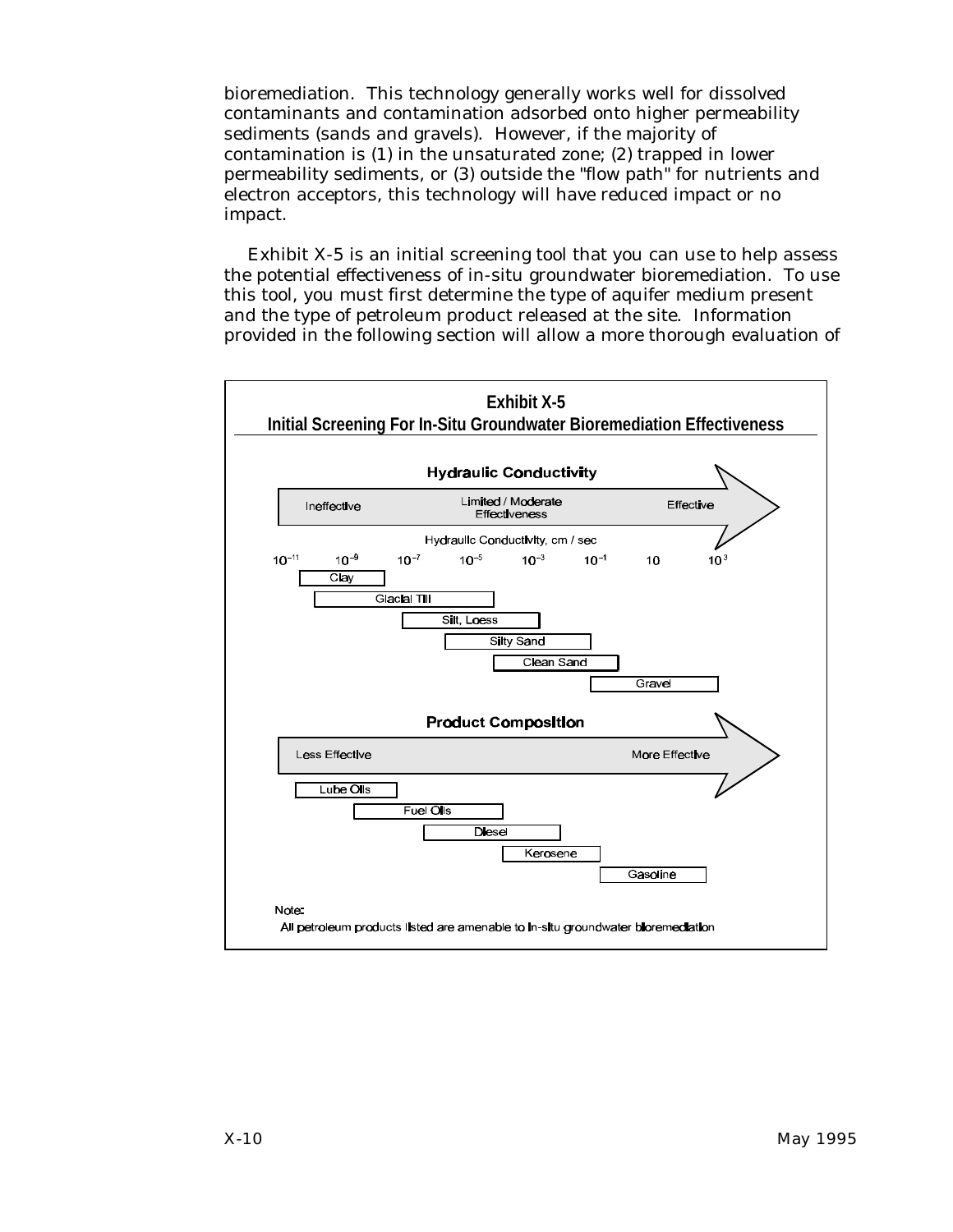bioremediation. This technology generally works well for dissolved contaminants and contamination adsorbed onto higher permeability sediments (sands and gravels). However, if the majority of contamination is (1) in the unsaturated zone; (2) trapped in lower permeability sediments, or (3) outside the "flow path" for nutrients and electron acceptors, this technology will have reduced impact or no impact.

Exhibit X-5 is an initial screening tool that you can use to help assess the potential effectiveness of in-situ groundwater bioremediation. To use this tool, you must first determine the type of aquifer medium present and the type of petroleum product released at the site. Information provided in the following section will allow a more thorough evaluation of

**Exhibit X-5**
**Initial Screening For In-Situ Groundwater Bioremediation Effectiveness**

**Hydraulic Conductivity**

Ineffective → Limited / Moderate Effectiveness → Effective

Hydraulic Conductivity, cm / sec

$10^{-11}$ $10^{-9}$ $10^{-7}$ $10^{-5}$ $10^{-3}$ $10^{-1}$ $10$ $10^{3}$

- Clay
- Glacial Till
- Silt, Loess
- Silty Sand
- Clean Sand
- Gravel

**Product Composition**

Less Effective → More Effective

- Lube Oils
- Fuel Oils
- Diesel
- Kerosene
- Gasoline

Note:
All petroleum products listed are amenable to in-situ groundwater bioremediation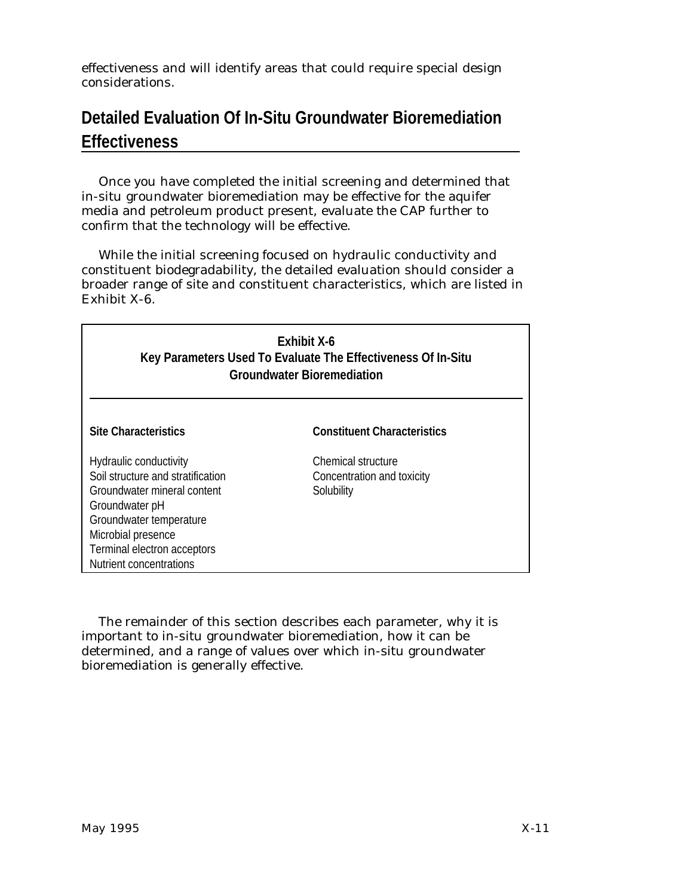effectiveness and will identify areas that could require special design considerations.

## Detailed Evaluation Of In-Situ Groundwater Bioremediation Effectiveness

Once you have completed the initial screening and determined that in-situ groundwater bioremediation may be effective for the aquifer media and petroleum product present, evaluate the CAP further to confirm that the technology will be effective.

While the initial screening focused on hydraulic conductivity and constituent biodegradability, the detailed evaluation should consider a broader range of site and constituent characteristics, which are listed in Exhibit X-6.

**Exhibit X-6**
**Key Parameters Used To Evaluate The Effectiveness Of In-Situ Groundwater Bioremediation**

| Site Characteristics | Constituent Characteristics |
|---|---|
| Hydraulic conductivity | Chemical structure |
| Soil structure and stratification | Concentration and toxicity |
| Groundwater mineral content | Solubility |
| Groundwater pH | |
| Groundwater temperature | |
| Microbial presence | |
| Terminal electron acceptors | |
| Nutrient concentrations | |

The remainder of this section describes each parameter, why it is important to in-situ groundwater bioremediation, how it can be determined, and a range of values over which in-situ groundwater bioremediation is generally effective.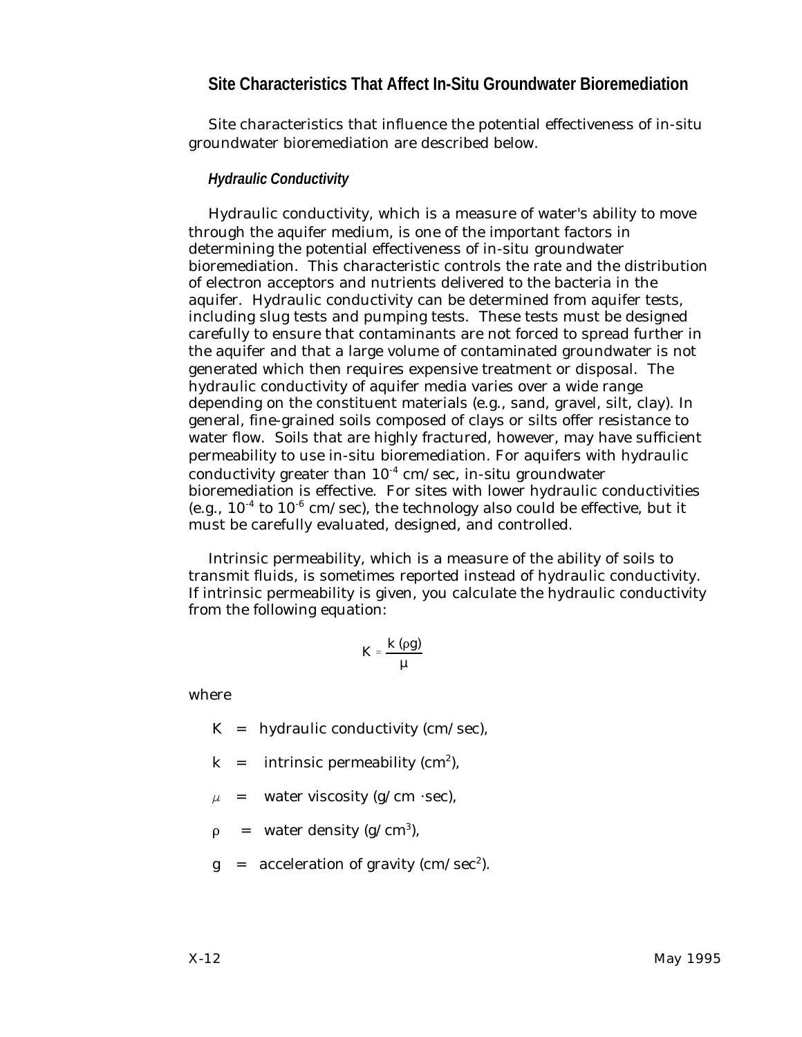## Site Characteristics That Affect In-Situ Groundwater Bioremediation

Site characteristics that influence the potential effectiveness of in-situ groundwater bioremediation are described below.

### *Hydraulic Conductivity*

Hydraulic conductivity, which is a measure of water's ability to move through the aquifer medium, is one of the important factors in determining the potential effectiveness of in-situ groundwater bioremediation. This characteristic controls the rate and the distribution of electron acceptors and nutrients delivered to the bacteria in the aquifer. Hydraulic conductivity can be determined from aquifer tests, including slug tests and pumping tests. These tests must be designed carefully to ensure that contaminants are not forced to spread further in the aquifer and that a large volume of contaminated groundwater is not generated which then requires expensive treatment or disposal. The hydraulic conductivity of aquifer media varies over a wide range depending on the constituent materials (e.g., sand, gravel, silt, clay). In general, fine-grained soils composed of clays or silts offer resistance to water flow. Soils that are highly fractured, however, may have sufficient permeability to use in-situ bioremediation. For aquifers with hydraulic conductivity greater than $10^{-4}$ cm/sec, in-situ groundwater bioremediation is effective. For sites with lower hydraulic conductivities (e.g., $10^{-4}$ to $10^{-6}$ cm/sec), the technology also could be effective, but it must be carefully evaluated, designed, and controlled.

Intrinsic permeability, which is a measure of the ability of soils to transmit fluids, is sometimes reported instead of hydraulic conductivity. If intrinsic permeability is given, you calculate the hydraulic conductivity from the following equation:

$$K = \frac{k\,(\rho g)}{\mu}$$

where

- $K$ = hydraulic conductivity (cm/sec),
- $k$ = intrinsic permeability ($cm^2$),
- $\mu$ = water viscosity (g/cm ·sec),
- $\rho$ = water density ($g/cm^3$),
- $g$ = acceleration of gravity ($cm/sec^2$).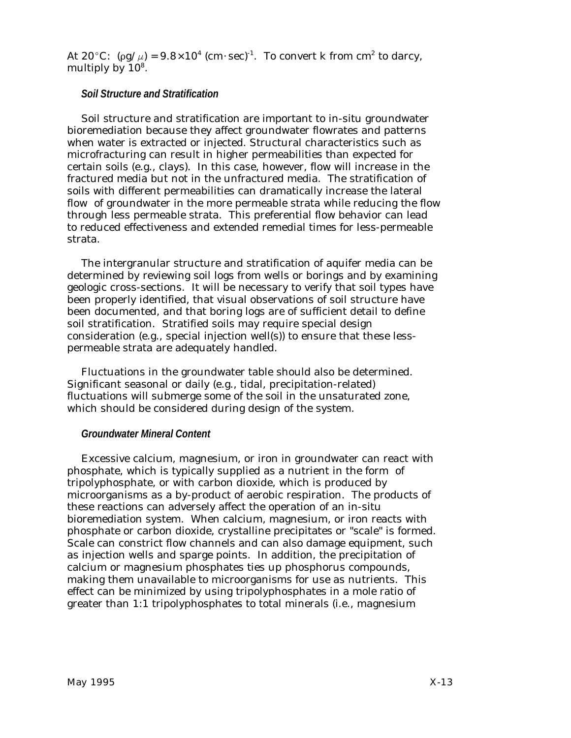At 20°C: $(\rho g/\mu) = 9.8 \times 10^4$ $(\text{cm} \cdot \text{sec})^{-1}$. To convert k from $\text{cm}^2$ to darcy, multiply by $10^8$.

### *Soil Structure and Stratification*

Soil structure and stratification are important to in-situ groundwater bioremediation because they affect groundwater flowrates and patterns when water is extracted or injected. Structural characteristics such as microfracturing can result in higher permeabilities than expected for certain soils (e.g., clays). In this case, however, flow will increase in the fractured media but not in the unfractured media. The stratification of soils with different permeabilities can dramatically increase the lateral flow of groundwater in the more permeable strata while reducing the flow through less permeable strata. This preferential flow behavior can lead to reduced effectiveness and extended remedial times for less-permeable strata.

The intergranular structure and stratification of aquifer media can be determined by reviewing soil logs from wells or borings and by examining geologic cross-sections. It will be necessary to verify that soil types have been properly identified, that visual observations of soil structure have been documented, and that boring logs are of sufficient detail to define soil stratification. Stratified soils may require special design consideration (e.g., special injection well(s)) to ensure that these less-permeable strata are adequately handled.

Fluctuations in the groundwater table should also be determined. Significant seasonal or daily (e.g., tidal, precipitation-related) fluctuations will submerge some of the soil in the unsaturated zone, which should be considered during design of the system.

### *Groundwater Mineral Content*

Excessive calcium, magnesium, or iron in groundwater can react with phosphate, which is typically supplied as a nutrient in the form of tripolyphosphate, or with carbon dioxide, which is produced by microorganisms as a by-product of aerobic respiration. The products of these reactions can adversely affect the operation of an in-situ bioremediation system. When calcium, magnesium, or iron reacts with phosphate or carbon dioxide, crystalline precipitates or "scale" is formed. Scale can constrict flow channels and can also damage equipment, such as injection wells and sparge points. In addition, the precipitation of calcium or magnesium phosphates ties up phosphorus compounds, making them unavailable to microorganisms for use as nutrients. This effect can be minimized by using tripolyphosphates in a mole ratio of greater than 1:1 tripolyphosphates to total minerals (i.e., magnesium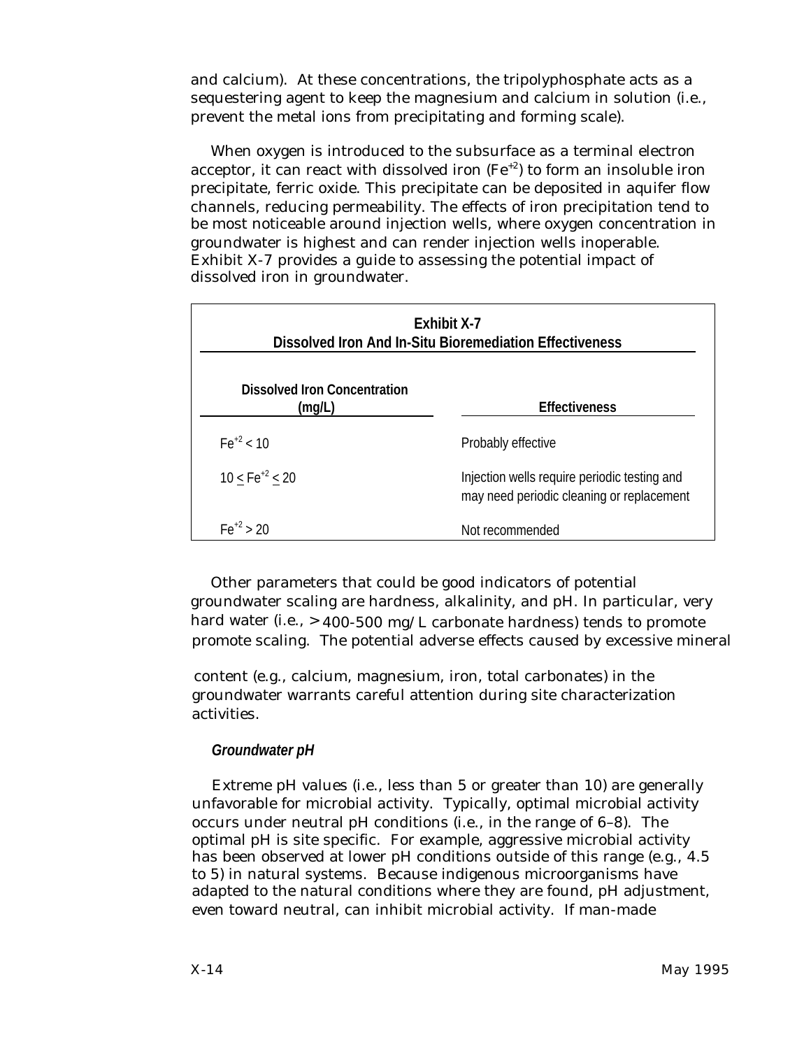and calcium). At these concentrations, the tripolyphosphate acts as a sequestering agent to keep the magnesium and calcium in solution (i.e., prevent the metal ions from precipitating and forming scale).

When oxygen is introduced to the subsurface as a terminal electron acceptor, it can react with dissolved iron ($Fe^{+2}$) to form an insoluble iron precipitate, ferric oxide. This precipitate can be deposited in aquifer flow channels, reducing permeability. The effects of iron precipitation tend to be most noticeable around injection wells, where oxygen concentration in groundwater is highest and can render injection wells inoperable. Exhibit X-7 provides a guide to assessing the potential impact of dissolved iron in groundwater.

**Exhibit X-7**
**Dissolved Iron And In-Situ Bioremediation Effectiveness**

| Dissolved Iron Concentration (mg/L) | Effectiveness |
|---|---|
| $Fe^{+2} < 10$ | Probably effective |
| $10 \leq Fe^{+2} \leq 20$ | Injection wells require periodic testing and may need periodic cleaning or replacement |
| $Fe^{+2} > 20$ | Not recommended |

Other parameters that could be good indicators of potential groundwater scaling are hardness, alkalinity, and pH. In particular, very hard water (i.e., > 400-500 mg/L carbonate hardness) tends to promote promote scaling. The potential adverse effects caused by excessive mineral content (e.g., calcium, magnesium, iron, total carbonates) in the groundwater warrants careful attention during site characterization activities.

#### *Groundwater pH*

Extreme pH values (i.e., less than 5 or greater than 10) are generally unfavorable for microbial activity. Typically, optimal microbial activity occurs under neutral pH conditions (i.e., in the range of 6–8). The optimal pH is site specific. For example, aggressive microbial activity has been observed at lower pH conditions outside of this range (e.g., 4.5 to 5) in natural systems. Because indigenous microorganisms have adapted to the natural conditions where they are found, pH adjustment, even toward neutral, can inhibit microbial activity. If man-made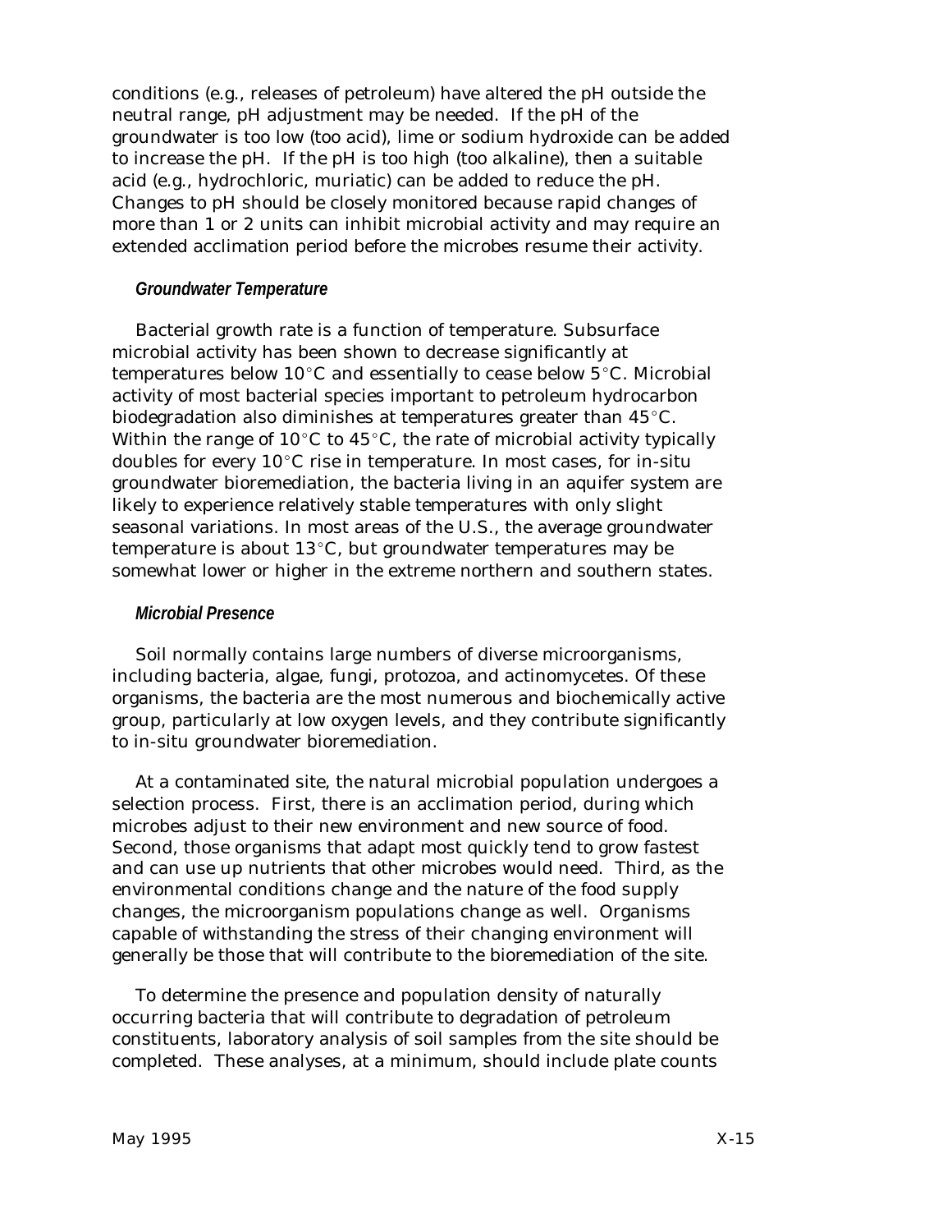conditions (e.g., releases of petroleum) have altered the pH outside the neutral range, pH adjustment may be needed. If the pH of the groundwater is too low (too acid), lime or sodium hydroxide can be added to increase the pH. If the pH is too high (too alkaline), then a suitable acid (e.g., hydrochloric, muriatic) can be added to reduce the pH. Changes to pH should be closely monitored because rapid changes of more than 1 or 2 units can inhibit microbial activity and may require an extended acclimation period before the microbes resume their activity.

### *Groundwater Temperature*

Bacterial growth rate is a function of temperature. Subsurface microbial activity has been shown to decrease significantly at temperatures below 10°C and essentially to cease below 5°C. Microbial activity of most bacterial species important to petroleum hydrocarbon biodegradation also diminishes at temperatures greater than 45°C. Within the range of 10°C to 45°C, the rate of microbial activity typically doubles for every 10°C rise in temperature. In most cases, for in-situ groundwater bioremediation, the bacteria living in an aquifer system are likely to experience relatively stable temperatures with only slight seasonal variations. In most areas of the U.S., the average groundwater temperature is about 13°C, but groundwater temperatures may be somewhat lower or higher in the extreme northern and southern states.

### *Microbial Presence*

Soil normally contains large numbers of diverse microorganisms, including bacteria, algae, fungi, protozoa, and actinomycetes. Of these organisms, the bacteria are the most numerous and biochemically active group, particularly at low oxygen levels, and they contribute significantly to in-situ groundwater bioremediation.

At a contaminated site, the natural microbial population undergoes a selection process. First, there is an acclimation period, during which microbes adjust to their new environment and new source of food. Second, those organisms that adapt most quickly tend to grow fastest and can use up nutrients that other microbes would need. Third, as the environmental conditions change and the nature of the food supply changes, the microorganism populations change as well. Organisms capable of withstanding the stress of their changing environment will generally be those that will contribute to the bioremediation of the site.

To determine the presence and population density of naturally occurring bacteria that will contribute to degradation of petroleum constituents, laboratory analysis of soil samples from the site should be completed. These analyses, at a minimum, should include plate counts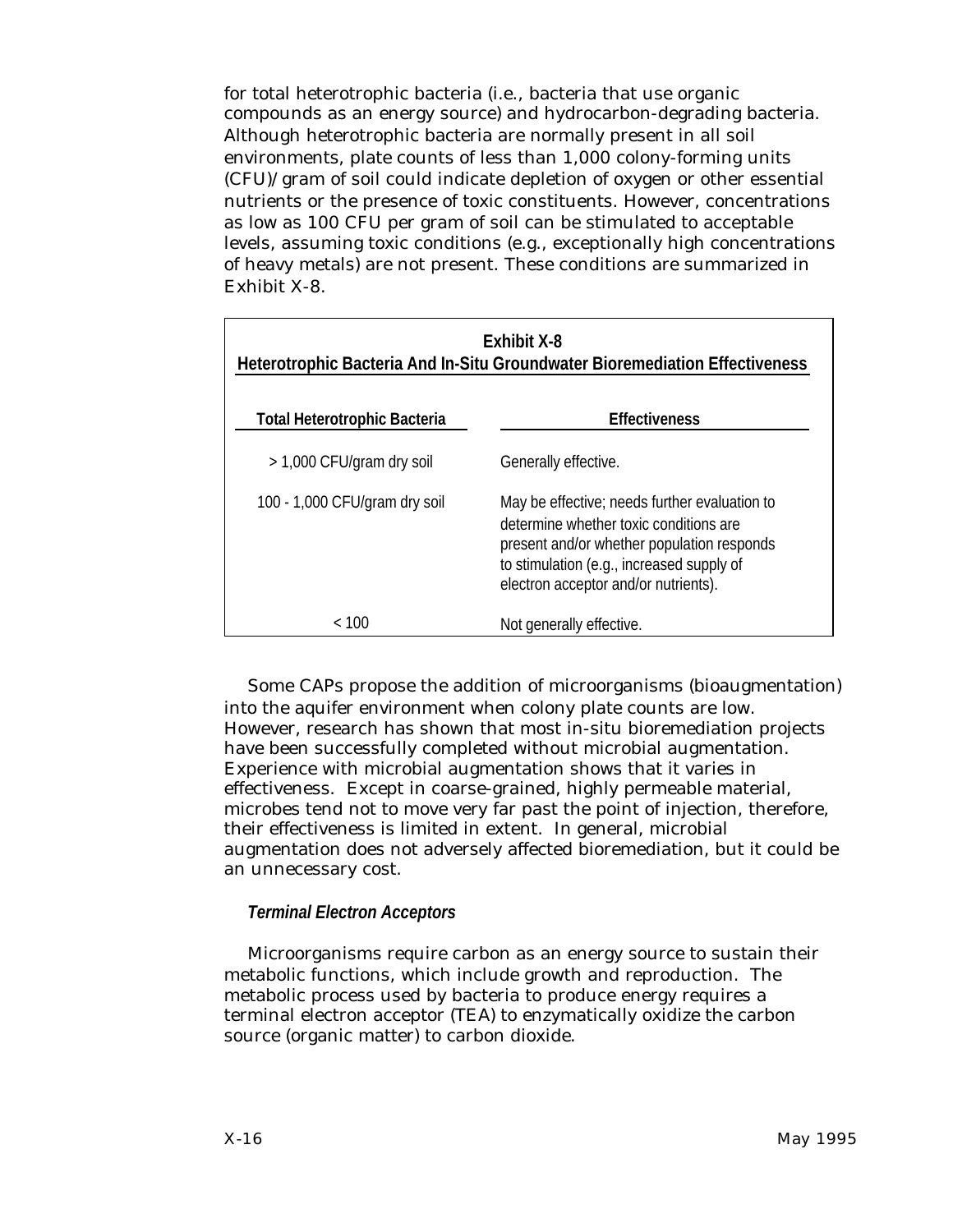for total heterotrophic bacteria (i.e., bacteria that use organic compounds as an energy source) and hydrocarbon-degrading bacteria. Although heterotrophic bacteria are normally present in all soil environments, plate counts of less than 1,000 colony-forming units (CFU)/gram of soil could indicate depletion of oxygen or other essential nutrients or the presence of toxic constituents. However, concentrations as low as 100 CFU per gram of soil can be stimulated to acceptable levels, assuming toxic conditions (e.g., exceptionally high concentrations of heavy metals) are not present. These conditions are summarized in Exhibit X-8.

**Exhibit X-8**
**Heterotrophic Bacteria And In-Situ Groundwater Bioremediation Effectiveness**

| Total Heterotrophic Bacteria | Effectiveness |
|---|---|
| > 1,000 CFU/gram dry soil | Generally effective. |
| 100 - 1,000 CFU/gram dry soil | May be effective; needs further evaluation to determine whether toxic conditions are present and/or whether population responds to stimulation (e.g., increased supply of electron acceptor and/or nutrients). |
| < 100 | Not generally effective. |

Some CAPs propose the addition of microorganisms (bioaugmentation) into the aquifer environment when colony plate counts are low. However, research has shown that most in-situ bioremediation projects have been successfully completed without microbial augmentation. Experience with microbial augmentation shows that it varies in effectiveness. Except in coarse-grained, highly permeable material, microbes tend not to move very far past the point of injection, therefore, their effectiveness is limited in extent. In general, microbial augmentation does not adversely affected bioremediation, but it could be an unnecessary cost.

***Terminal Electron Acceptors***

Microorganisms require carbon as an energy source to sustain their metabolic functions, which include growth and reproduction. The metabolic process used by bacteria to produce energy requires a terminal electron acceptor (TEA) to enzymatically oxidize the carbon source (organic matter) to carbon dioxide.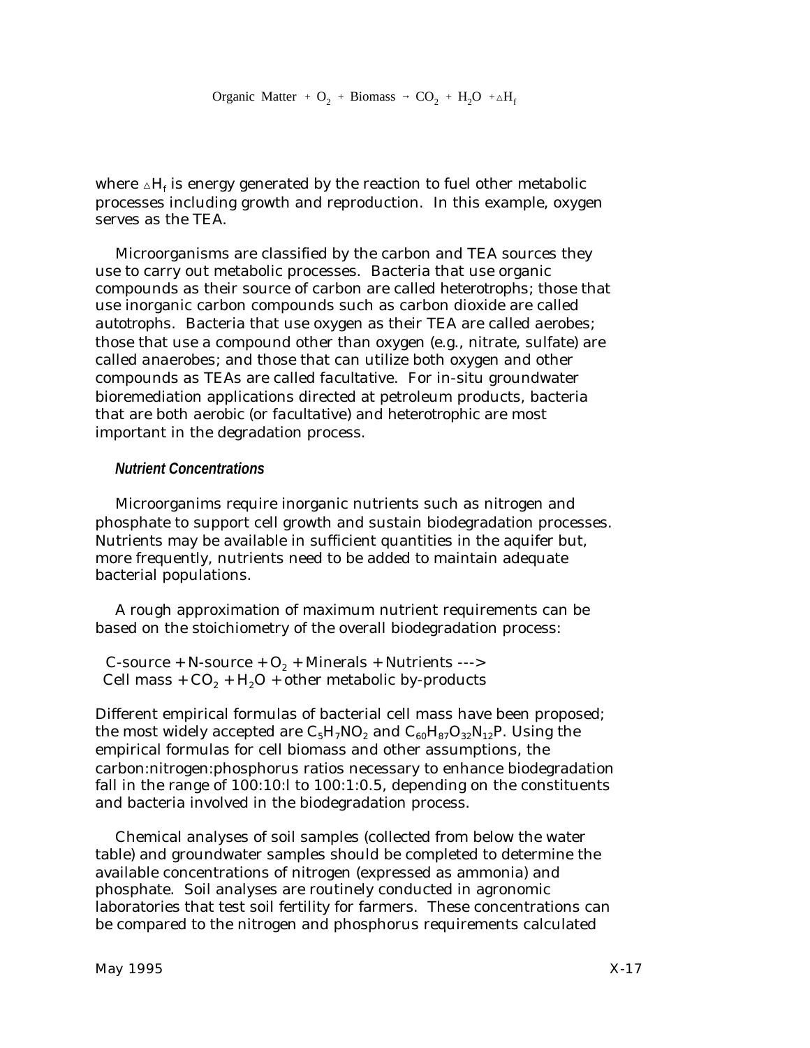$$\text{Organic Matter} + O_2 + \text{Biomass} \rightarrow CO_2 + H_2O + \triangle H_f$$

where $\triangle H_f$ is energy generated by the reaction to fuel other metabolic processes including growth and reproduction. In this example, oxygen serves as the TEA.

Microorganisms are classified by the carbon and TEA sources they use to carry out metabolic processes. Bacteria that use organic compounds as their source of carbon are called heterotrophs; those that use inorganic carbon compounds such as carbon dioxide are called autotrophs. Bacteria that use oxygen as their TEA are called aerobes; those that use a compound other than oxygen (e.g., nitrate, sulfate) are called anaerobes; and those that can utilize both oxygen and other compounds as TEAs are called facultative. For in-situ groundwater bioremediation applications directed at petroleum products, bacteria that are both aerobic (or facultative) and heterotrophic are most important in the degradation process.

### *Nutrient Concentrations*

Microorganims require inorganic nutrients such as nitrogen and phosphate to support cell growth and sustain biodegradation processes. Nutrients may be available in sufficient quantities in the aquifer but, more frequently, nutrients need to be added to maintain adequate bacterial populations.

A rough approximation of maximum nutrient requirements can be based on the stoichiometry of the overall biodegradation process:

$$\text{C-source} + \text{N-source} + O_2 + \text{Minerals} + \text{Nutrients} \dashrightarrow \text{Cell mass} + CO_2 + H_2O + \text{other metabolic by-products}$$

Different empirical formulas of bacterial cell mass have been proposed; the most widely accepted are $C_5H_7NO_2$ and $C_{60}H_{87}O_{32}N_{12}P$. Using the empirical formulas for cell biomass and other assumptions, the carbon:nitrogen:phosphorus ratios necessary to enhance biodegradation fall in the range of 100:10:l to 100:1:0.5, depending on the constituents and bacteria involved in the biodegradation process.

Chemical analyses of soil samples (collected from below the water table) and groundwater samples should be completed to determine the available concentrations of nitrogen (expressed as ammonia) and phosphate. Soil analyses are routinely conducted in agronomic laboratories that test soil fertility for farmers. These concentrations can be compared to the nitrogen and phosphorus requirements calculated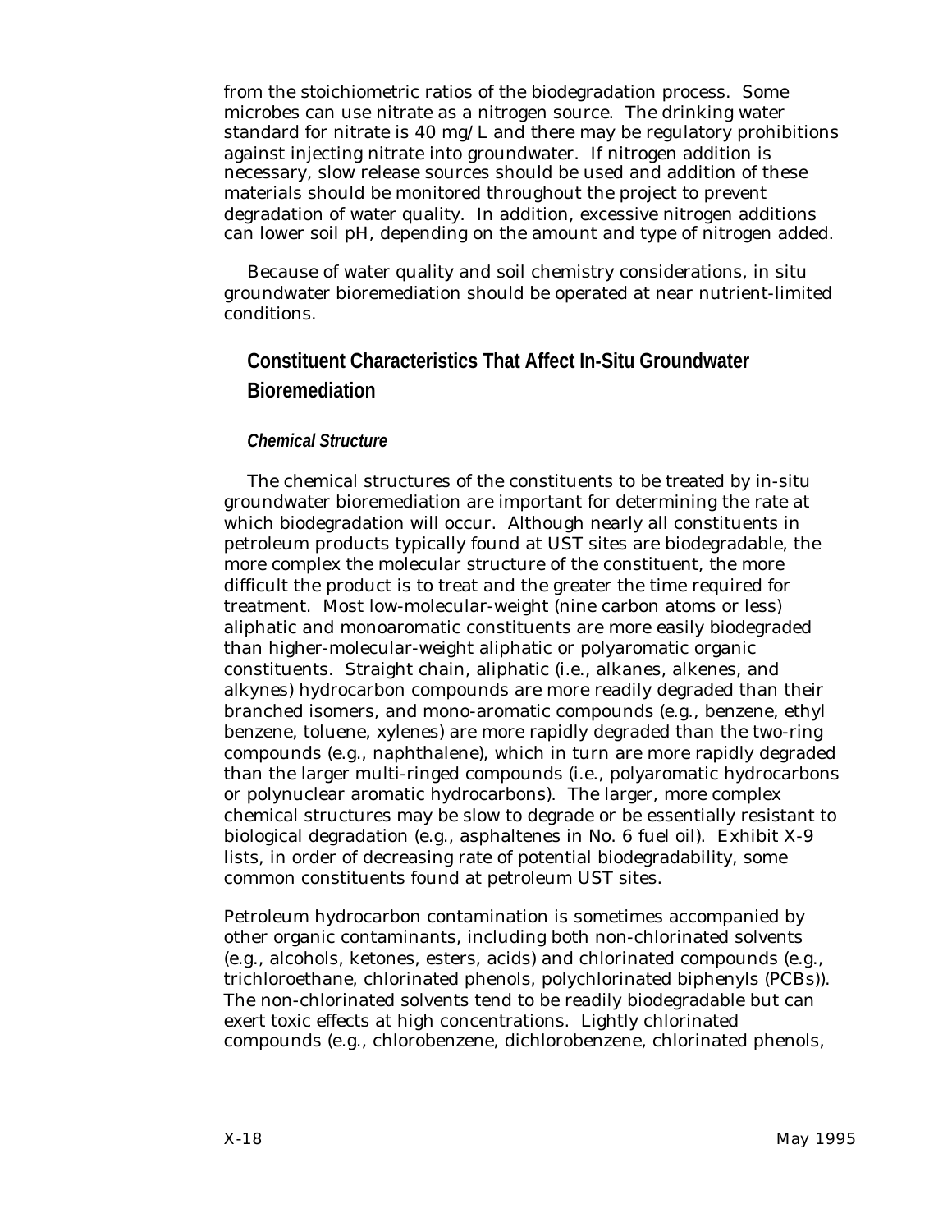from the stoichiometric ratios of the biodegradation process. Some microbes can use nitrate as a nitrogen source. The drinking water standard for nitrate is 40 mg/L and there may be regulatory prohibitions against injecting nitrate into groundwater. If nitrogen addition is necessary, slow release sources should be used and addition of these materials should be monitored throughout the project to prevent degradation of water quality. In addition, excessive nitrogen additions can lower soil pH, depending on the amount and type of nitrogen added.

Because of water quality and soil chemistry considerations, in situ groundwater bioremediation should be operated at near nutrient-limited conditions.

## Constituent Characteristics That Affect In-Situ Groundwater Bioremediation

### *Chemical Structure*

The chemical structures of the constituents to be treated by in-situ groundwater bioremediation are important for determining the rate at which biodegradation will occur. Although nearly all constituents in petroleum products typically found at UST sites are biodegradable, the more complex the molecular structure of the constituent, the more difficult the product is to treat and the greater the time required for treatment. Most low-molecular-weight (nine carbon atoms or less) aliphatic and monoaromatic constituents are more easily biodegraded than higher-molecular-weight aliphatic or polyaromatic organic constituents. Straight chain, aliphatic (i.e., alkanes, alkenes, and alkynes) hydrocarbon compounds are more readily degraded than their branched isomers, and mono-aromatic compounds (e.g., benzene, ethyl benzene, toluene, xylenes) are more rapidly degraded than the two-ring compounds (e.g., naphthalene), which in turn are more rapidly degraded than the larger multi-ringed compounds (i.e., polyaromatic hydrocarbons or polynuclear aromatic hydrocarbons). The larger, more complex chemical structures may be slow to degrade or be essentially resistant to biological degradation (e.g., asphaltenes in No. 6 fuel oil). Exhibit X-9 lists, in order of decreasing rate of potential biodegradability, some common constituents found at petroleum UST sites.

Petroleum hydrocarbon contamination is sometimes accompanied by other organic contaminants, including both non-chlorinated solvents (e.g., alcohols, ketones, esters, acids) and chlorinated compounds (e.g., trichloroethane, chlorinated phenols, polychlorinated biphenyls (PCBs)). The non-chlorinated solvents tend to be readily biodegradable but can exert toxic effects at high concentrations. Lightly chlorinated compounds (e.g., chlorobenzene, dichlorobenzene, chlorinated phenols,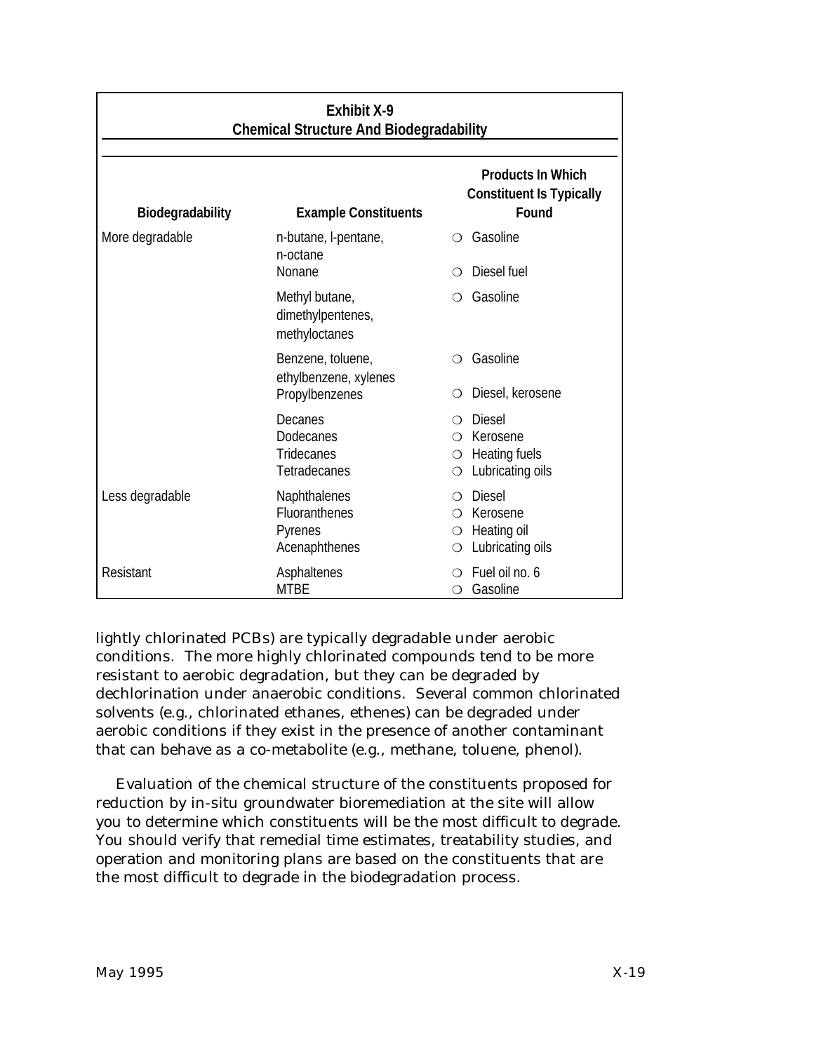**Exhibit X-9**
**Chemical Structure And Biodegradability**

| Biodegradability | Example Constituents | Products In Which Constituent Is Typically Found |
|---|---|---|
| More degradable | n-butane, l-pentane, n-octane | ❍ Gasoline |
| | Nonane | ❍ Diesel fuel |
| | Methyl butane, dimethylpentenes, methyloctanes | ❍ Gasoline |
| | Benzene, toluene, ethylbenzene, xylenes | ❍ Gasoline |
| | Propylbenzenes | ❍ Diesel, kerosene |
| | Decanes<br>Dodecanes<br>Tridecanes<br>Tetradecanes | ❍ Diesel<br>❍ Kerosene<br>❍ Heating fuels<br>❍ Lubricating oils |
| Less degradable | Naphthalenes<br>Fluoranthenes<br>Pyrenes<br>Acenaphthenes | ❍ Diesel<br>❍ Kerosene<br>❍ Heating oil<br>❍ Lubricating oils |
| Resistant | Asphaltenes<br>MTBE | ❍ Fuel oil no. 6<br>❍ Gasoline |

lightly chlorinated PCBs) are typically degradable under aerobic conditions. The more highly chlorinated compounds tend to be more resistant to aerobic degradation, but they can be degraded by dechlorination under anaerobic conditions. Several common chlorinated solvents (e.g., chlorinated ethanes, ethenes) can be degraded under aerobic conditions if they exist in the presence of another contaminant that can behave as a co-metabolite (e.g., methane, toluene, phenol).

Evaluation of the chemical structure of the constituents proposed for reduction by in-situ groundwater bioremediation at the site will allow you to determine which constituents will be the most difficult to degrade. You should verify that remedial time estimates, treatability studies, and operation and monitoring plans are based on the constituents that are the most difficult to degrade in the biodegradation process.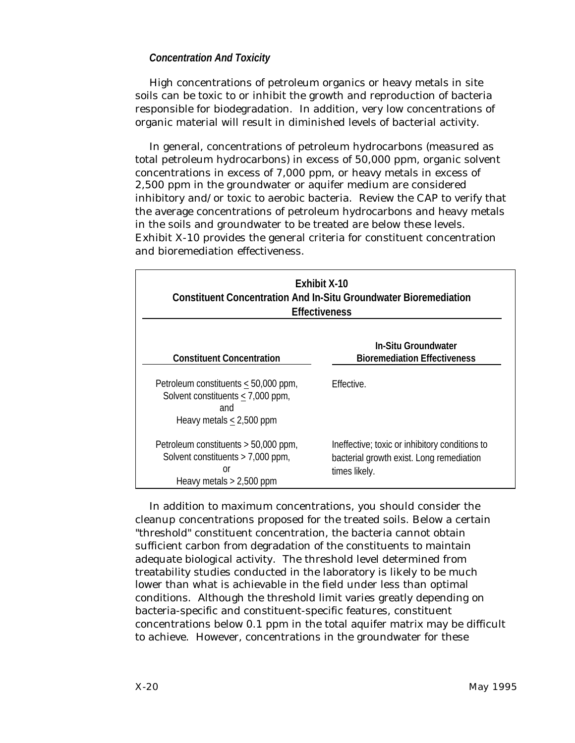#### *Concentration And Toxicity*

High concentrations of petroleum organics or heavy metals in site soils can be toxic to or inhibit the growth and reproduction of bacteria responsible for biodegradation. In addition, very low concentrations of organic material will result in diminished levels of bacterial activity.

In general, concentrations of petroleum hydrocarbons (measured as total petroleum hydrocarbons) in excess of 50,000 ppm, organic solvent concentrations in excess of 7,000 ppm, or heavy metals in excess of 2,500 ppm in the groundwater or aquifer medium are considered inhibitory and/or toxic to aerobic bacteria. Review the CAP to verify that the average concentrations of petroleum hydrocarbons and heavy metals in the soils and groundwater to be treated are below these levels. Exhibit X-10 provides the general criteria for constituent concentration and bioremediation effectiveness.

**Exhibit X-10**
**Constituent Concentration And In-Situ Groundwater Bioremediation Effectiveness**

| Constituent Concentration | In-Situ Groundwater Bioremediation Effectiveness |
|---|---|
| Petroleum constituents ≤ 50,000 ppm, Solvent constituents ≤ 7,000 ppm, and Heavy metals ≤ 2,500 ppm | Effective. |
| Petroleum constituents > 50,000 ppm, Solvent constituents > 7,000 ppm, or Heavy metals > 2,500 ppm | Ineffective; toxic or inhibitory conditions to bacterial growth exist. Long remediation times likely. |

In addition to maximum concentrations, you should consider the cleanup concentrations proposed for the treated soils. Below a certain "threshold" constituent concentration, the bacteria cannot obtain sufficient carbon from degradation of the constituents to maintain adequate biological activity. The threshold level determined from treatability studies conducted in the laboratory is likely to be much lower than what is achievable in the field under less than optimal conditions. Although the threshold limit varies greatly depending on bacteria-specific and constituent-specific features, constituent concentrations below 0.1 ppm in the total aquifer matrix may be difficult to achieve. However, concentrations in the groundwater for these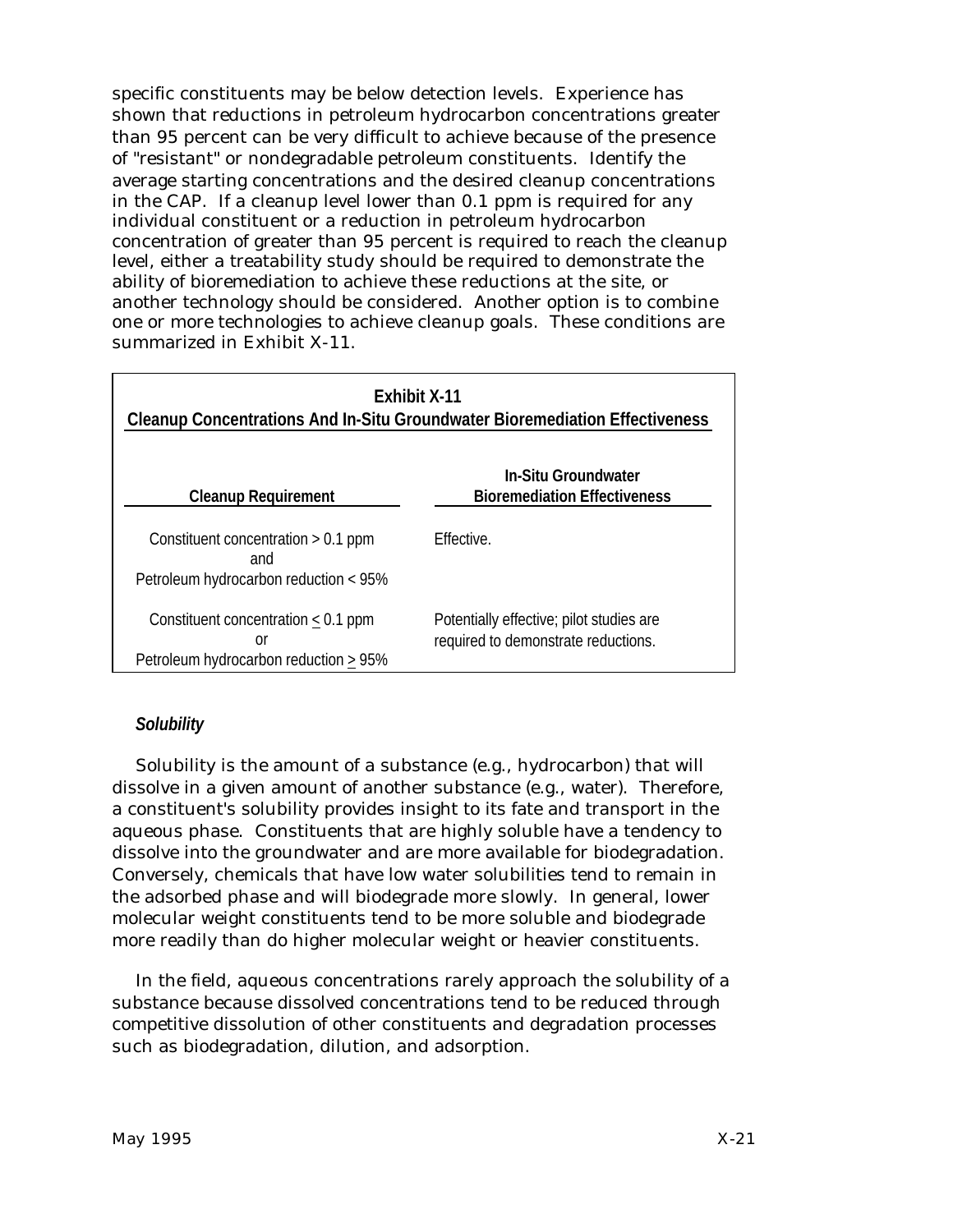specific constituents may be below detection levels. Experience has shown that reductions in petroleum hydrocarbon concentrations greater than 95 percent can be very difficult to achieve because of the presence of "resistant" or nondegradable petroleum constituents. Identify the average starting concentrations and the desired cleanup concentrations in the CAP. If a cleanup level lower than 0.1 ppm is required for any individual constituent or a reduction in petroleum hydrocarbon concentration of greater than 95 percent is required to reach the cleanup level, either a treatability study should be required to demonstrate the ability of bioremediation to achieve these reductions at the site, or another technology should be considered. Another option is to combine one or more technologies to achieve cleanup goals. These conditions are summarized in Exhibit X-11.

**Exhibit X-11**
**Cleanup Concentrations And In-Situ Groundwater Bioremediation Effectiveness**

| Cleanup Requirement | In-Situ Groundwater Bioremediation Effectiveness |
|---|---|
| Constituent concentration > 0.1 ppm and Petroleum hydrocarbon reduction < 95% | Effective. |
| Constituent concentration $\leq$ 0.1 ppm or Petroleum hydrocarbon reduction $\geq$ 95% | Potentially effective; pilot studies are required to demonstrate reductions. |

### *Solubility*

Solubility is the amount of a substance (e.g., hydrocarbon) that will dissolve in a given amount of another substance (e.g., water). Therefore, a constituent's solubility provides insight to its fate and transport in the aqueous phase. Constituents that are highly soluble have a tendency to dissolve into the groundwater and are more available for biodegradation. Conversely, chemicals that have low water solubilities tend to remain in the adsorbed phase and will biodegrade more slowly. In general, lower molecular weight constituents tend to be more soluble and biodegrade more readily than do higher molecular weight or heavier constituents.

In the field, aqueous concentrations rarely approach the solubility of a substance because dissolved concentrations tend to be reduced through competitive dissolution of other constituents and degradation processes such as biodegradation, dilution, and adsorption.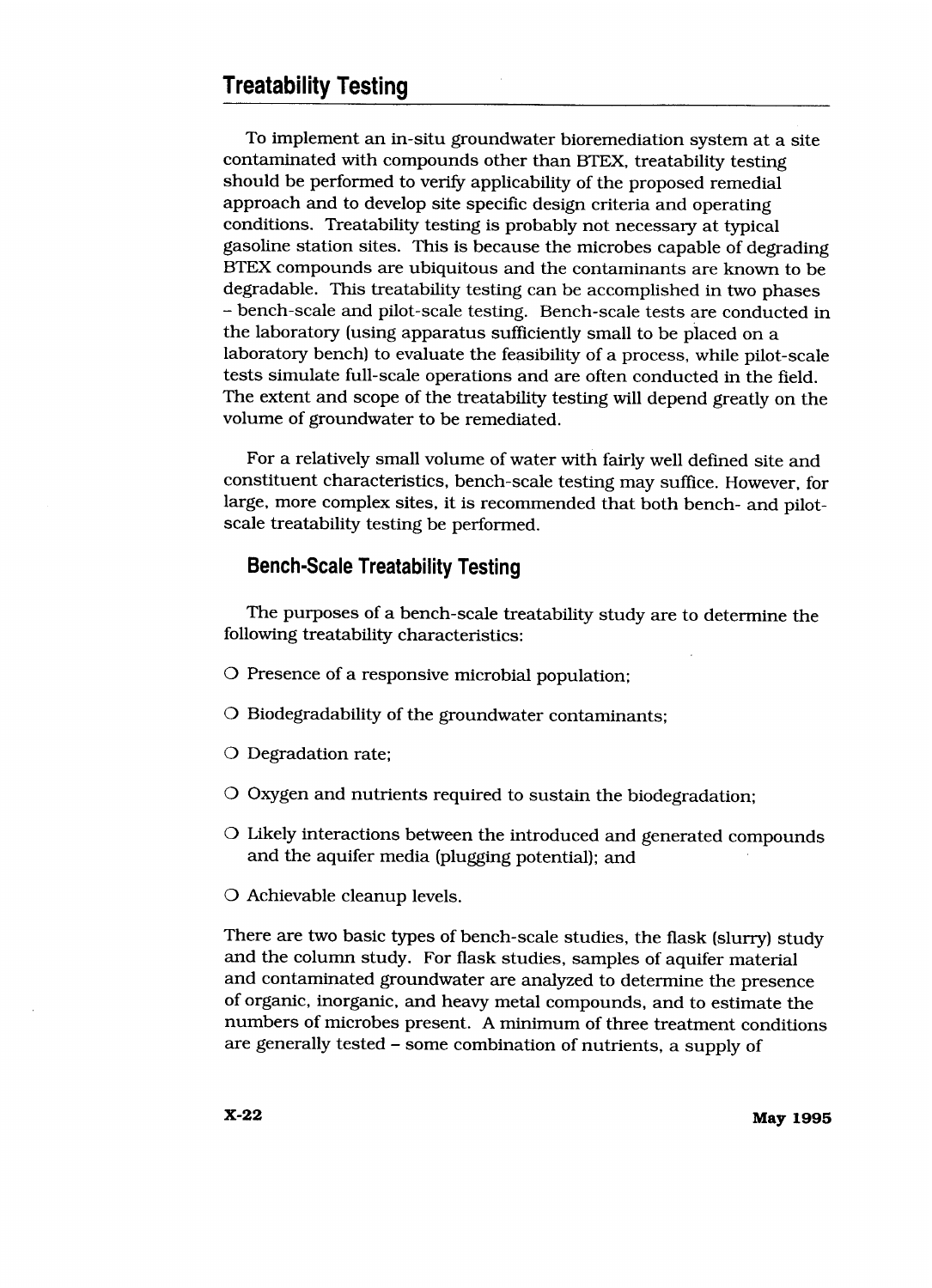## Treatability Testing

To implement an in-situ groundwater bioremediation system at a site contaminated with compounds other than BTEX, treatability testing should be performed to verify applicability of the proposed remedial approach and to develop site specific design criteria and operating conditions. Treatability testing is probably not necessary at typical gasoline station sites. This is because the microbes capable of degrading BTEX compounds are ubiquitous and the contaminants are known to be degradable. This treatability testing can be accomplished in two phases – bench-scale and pilot-scale testing. Bench-scale tests are conducted in the laboratory (using apparatus sufficiently small to be placed on a laboratory bench) to evaluate the feasibility of a process, while pilot-scale tests simulate full-scale operations and are often conducted in the field. The extent and scope of the treatability testing will depend greatly on the volume of groundwater to be remediated.

For a relatively small volume of water with fairly well defined site and constituent characteristics, bench-scale testing may suffice. However, for large, more complex sites, it is recommended that both bench- and pilot-scale treatability testing be performed.

### Bench-Scale Treatability Testing

The purposes of a bench-scale treatability study are to determine the following treatability characteristics:

- Presence of a responsive microbial population;
- Biodegradability of the groundwater contaminants;
- Degradation rate;
- Oxygen and nutrients required to sustain the biodegradation;
- Likely interactions between the introduced and generated compounds and the aquifer media (plugging potential); and
- Achievable cleanup levels.

There are two basic types of bench-scale studies, the flask (slurry) study and the column study. For flask studies, samples of aquifer material and contaminated groundwater are analyzed to determine the presence of organic, inorganic, and heavy metal compounds, and to estimate the numbers of microbes present. A minimum of three treatment conditions are generally tested – some combination of nutrients, a supply of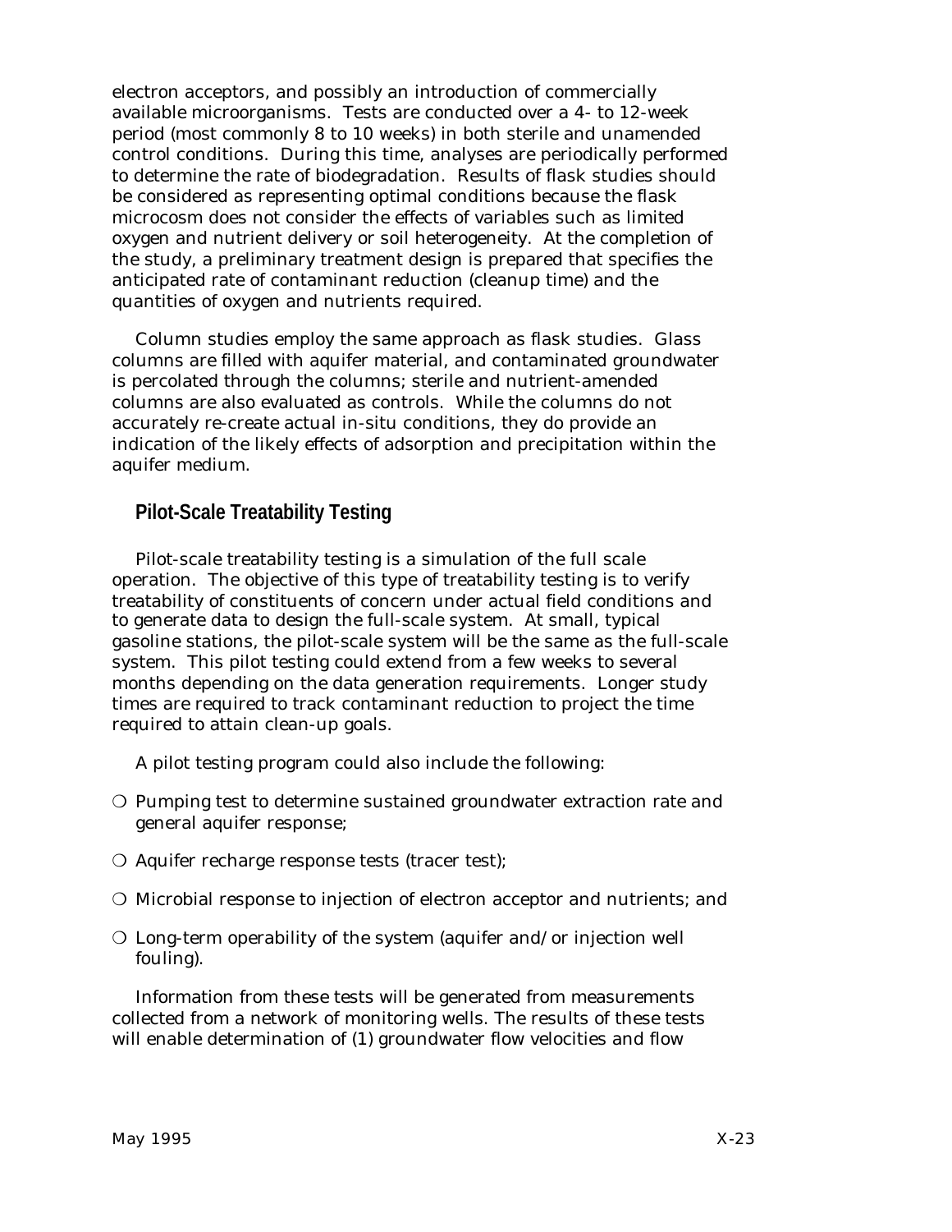electron acceptors, and possibly an introduction of commercially available microorganisms. Tests are conducted over a 4- to 12-week period (most commonly 8 to 10 weeks) in both sterile and unamended control conditions. During this time, analyses are periodically performed to determine the rate of biodegradation. Results of flask studies should be considered as representing optimal conditions because the flask microcosm does not consider the effects of variables such as limited oxygen and nutrient delivery or soil heterogeneity. At the completion of the study, a preliminary treatment design is prepared that specifies the anticipated rate of contaminant reduction (cleanup time) and the quantities of oxygen and nutrients required.

Column studies employ the same approach as flask studies. Glass columns are filled with aquifer material, and contaminated groundwater is percolated through the columns; sterile and nutrient-amended columns are also evaluated as controls. While the columns do not accurately re-create actual in-situ conditions, they do provide an indication of the likely effects of adsorption and precipitation within the aquifer medium.

### Pilot-Scale Treatability Testing

Pilot-scale treatability testing is a simulation of the full scale operation. The objective of this type of treatability testing is to verify treatability of constituents of concern under actual field conditions and to generate data to design the full-scale system. At small, typical gasoline stations, the pilot-scale system will be the same as the full-scale system. This pilot testing could extend from a few weeks to several months depending on the data generation requirements. Longer study times are required to track contaminant reduction to project the time required to attain clean-up goals.

A pilot testing program could also include the following:

- Pumping test to determine sustained groundwater extraction rate and general aquifer response;
- Aquifer recharge response tests (tracer test);
- Microbial response to injection of electron acceptor and nutrients; and
- Long-term operability of the system (aquifer and/or injection well fouling).

Information from these tests will be generated from measurements collected from a network of monitoring wells. The results of these tests will enable determination of (1) groundwater flow velocities and flow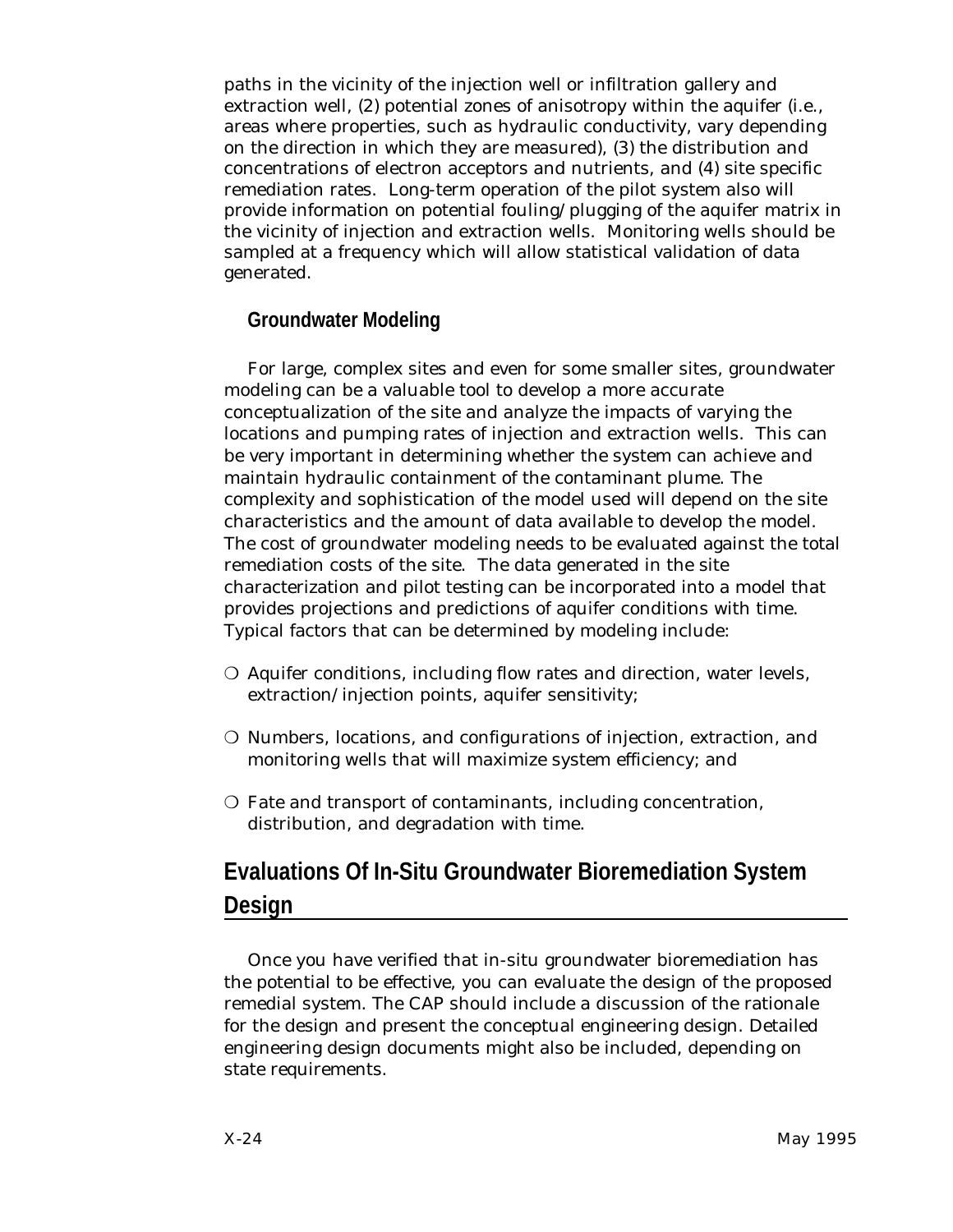paths in the vicinity of the injection well or infiltration gallery and extraction well, (2) potential zones of anisotropy within the aquifer (i.e., areas where properties, such as hydraulic conductivity, vary depending on the direction in which they are measured), (3) the distribution and concentrations of electron acceptors and nutrients, and (4) site specific remediation rates. Long-term operation of the pilot system also will provide information on potential fouling/plugging of the aquifer matrix in the vicinity of injection and extraction wells. Monitoring wells should be sampled at a frequency which will allow statistical validation of data generated.

### Groundwater Modeling

For large, complex sites and even for some smaller sites, groundwater modeling can be a valuable tool to develop a more accurate conceptualization of the site and analyze the impacts of varying the locations and pumping rates of injection and extraction wells. This can be very important in determining whether the system can achieve and maintain hydraulic containment of the contaminant plume. The complexity and sophistication of the model used will depend on the site characteristics and the amount of data available to develop the model. The cost of groundwater modeling needs to be evaluated against the total remediation costs of the site. The data generated in the site characterization and pilot testing can be incorporated into a model that provides projections and predictions of aquifer conditions with time. Typical factors that can be determined by modeling include:

- Aquifer conditions, including flow rates and direction, water levels, extraction/injection points, aquifer sensitivity;
- Numbers, locations, and configurations of injection, extraction, and monitoring wells that will maximize system efficiency; and
- Fate and transport of contaminants, including concentration, distribution, and degradation with time.

## Evaluations Of In-Situ Groundwater Bioremediation System Design

Once you have verified that in-situ groundwater bioremediation has the potential to be effective, you can evaluate the design of the proposed remedial system. The CAP should include a discussion of the rationale for the design and present the conceptual engineering design. Detailed engineering design documents might also be included, depending on state requirements.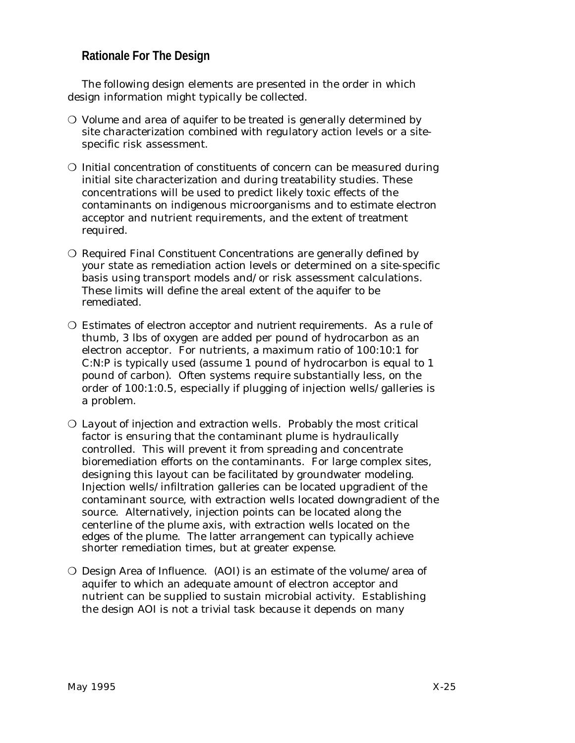## Rationale For The Design

The following design elements are presented in the order in which design information might typically be collected.

- *Volume and area of aquifer to be treated* is generally determined by site characterization combined with regulatory action levels or a site-specific risk assessment.

- *Initial concentration of constituents of concern* can be measured during initial site characterization and during treatability studies. These concentrations will be used to predict likely toxic effects of the contaminants on indigenous microorganisms and to estimate electron acceptor and nutrient requirements, and the extent of treatment required.

- *Required Final Constituent Concentrations* are generally defined by your state as remediation action levels or determined on a site-specific basis using transport models and/or risk assessment calculations. These limits will define the areal extent of the aquifer to be remediated.

- *Estimates of electron acceptor and nutrient requirements*. As a rule of thumb, 3 lbs of oxygen are added per pound of hydrocarbon as an electron acceptor. For nutrients, a maximum ratio of 100:10:1 for C:N:P is typically used (assume 1 pound of hydrocarbon is equal to 1 pound of carbon). Often systems require substantially less, on the order of 100:1:0.5, especially if plugging of injection wells/galleries is a problem.

- *Layout of injection and extraction wells*. Probably the most critical factor is ensuring that the contaminant plume is hydraulically controlled. This will prevent it from spreading and concentrate bioremediation efforts on the contaminants. For large complex sites, designing this layout can be facilitated by groundwater modeling. Injection wells/infiltration galleries can be located upgradient of the contaminant source, with extraction wells located downgradient of the source. Alternatively, injection points can be located along the centerline of the plume axis, with extraction wells located on the edges of the plume. The latter arrangement can typically achieve shorter remediation times, but at greater expense.

- *Design Area of Influence*. (AOI) is an estimate of the volume/area of aquifer to which an adequate amount of electron acceptor and nutrient can be supplied to sustain microbial activity. Establishing the design AOI is not a trivial task because it depends on many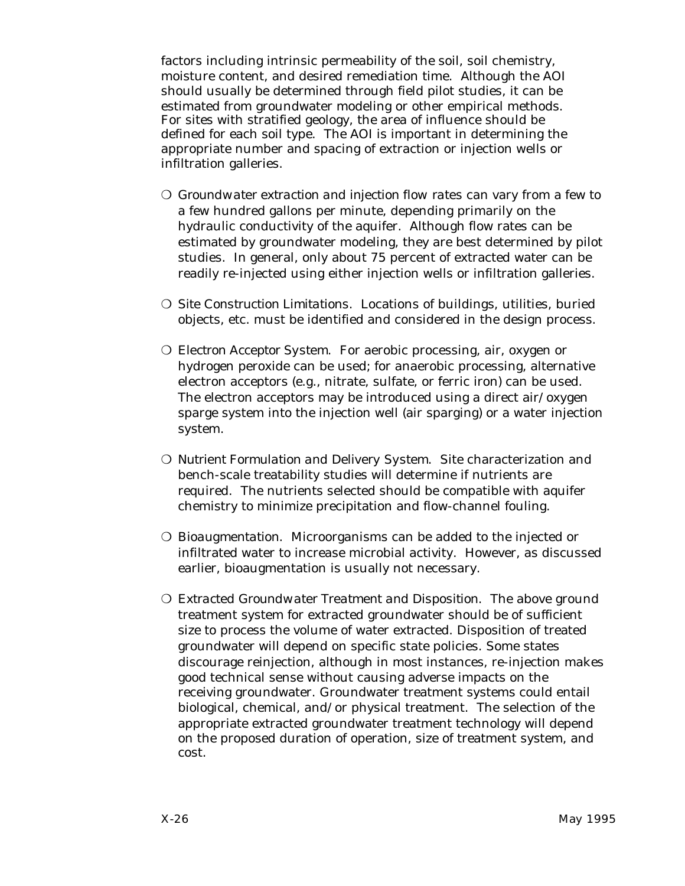factors including intrinsic permeability of the soil, soil chemistry, moisture content, and desired remediation time. Although the AOI should usually be determined through field pilot studies, it can be estimated from groundwater modeling or other empirical methods. For sites with stratified geology, the area of influence should be defined for each soil type. The AOI is important in determining the appropriate number and spacing of extraction or injection wells or infiltration galleries.

- *Groundwater extraction and injection flow rates* can vary from a few to a few hundred gallons per minute, depending primarily on the hydraulic conductivity of the aquifer. Although flow rates can be estimated by groundwater modeling, they are best determined by pilot studies. In general, only about 75 percent of extracted water can be readily re-injected using either injection wells or infiltration galleries.

- *Site Construction Limitations.* Locations of buildings, utilities, buried objects, etc. must be identified and considered in the design process.

- *Electron Acceptor System.* For aerobic processing, air, oxygen or hydrogen peroxide can be used; for anaerobic processing, alternative electron acceptors (e.g., nitrate, sulfate, or ferric iron) can be used. The electron acceptors may be introduced using a direct air/oxygen sparge system into the injection well (air sparging) or a water injection system.

- *Nutrient Formulation and Delivery System.* Site characterization and bench-scale treatability studies will determine if nutrients are required. The nutrients selected should be compatible with aquifer chemistry to minimize precipitation and flow-channel fouling.

- *Bioaugmentation.* Microorganisms can be added to the injected or infiltrated water to increase microbial activity. However, as discussed earlier, bioaugmentation is usually not necessary.

- *Extracted Groundwater Treatment and Disposition.* The above ground treatment system for extracted groundwater should be of sufficient size to process the volume of water extracted. Disposition of treated groundwater will depend on specific state policies. Some states discourage reinjection, although in most instances, re-injection makes good technical sense without causing adverse impacts on the receiving groundwater. Groundwater treatment systems could entail biological, chemical, and/or physical treatment. The selection of the appropriate extracted groundwater treatment technology will depend on the proposed duration of operation, size of treatment system, and cost.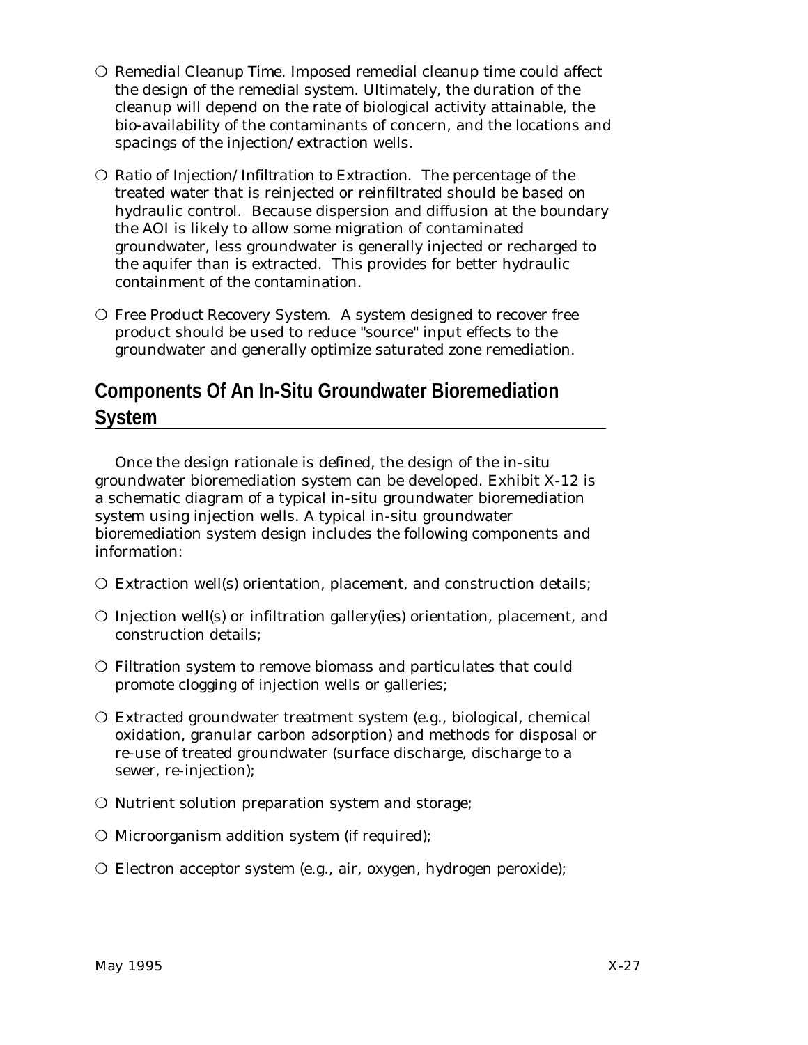- Remedial Cleanup Time. Imposed remedial cleanup time could affect the design of the remedial system. Ultimately, the duration of the cleanup will depend on the rate of biological activity attainable, the bio-availability of the contaminants of concern, and the locations and spacings of the injection/extraction wells.

- Ratio of Injection/Infiltration to Extraction. The percentage of the treated water that is reinjected or reinfiltrated should be based on hydraulic control. Because dispersion and diffusion at the boundary the AOI is likely to allow some migration of contaminated groundwater, less groundwater is generally injected or recharged to the aquifer than is extracted. This provides for better hydraulic containment of the contamination.

- Free Product Recovery System. A system designed to recover free product should be used to reduce "source" input effects to the groundwater and generally optimize saturated zone remediation.

## Components Of An In-Situ Groundwater Bioremediation System

Once the design rationale is defined, the design of the in-situ groundwater bioremediation system can be developed. Exhibit X-12 is a schematic diagram of a typical in-situ groundwater bioremediation system using injection wells. A typical in-situ groundwater bioremediation system design includes the following components and information:

- Extraction well(s) orientation, placement, and construction details;

- Injection well(s) or infiltration gallery(ies) orientation, placement, and construction details;

- Filtration system to remove biomass and particulates that could promote clogging of injection wells or galleries;

- Extracted groundwater treatment system (e.g., biological, chemical oxidation, granular carbon adsorption) and methods for disposal or re-use of treated groundwater (surface discharge, discharge to a sewer, re-injection);

- Nutrient solution preparation system and storage;

- Microorganism addition system (if required);

- Electron acceptor system (e.g., air, oxygen, hydrogen peroxide);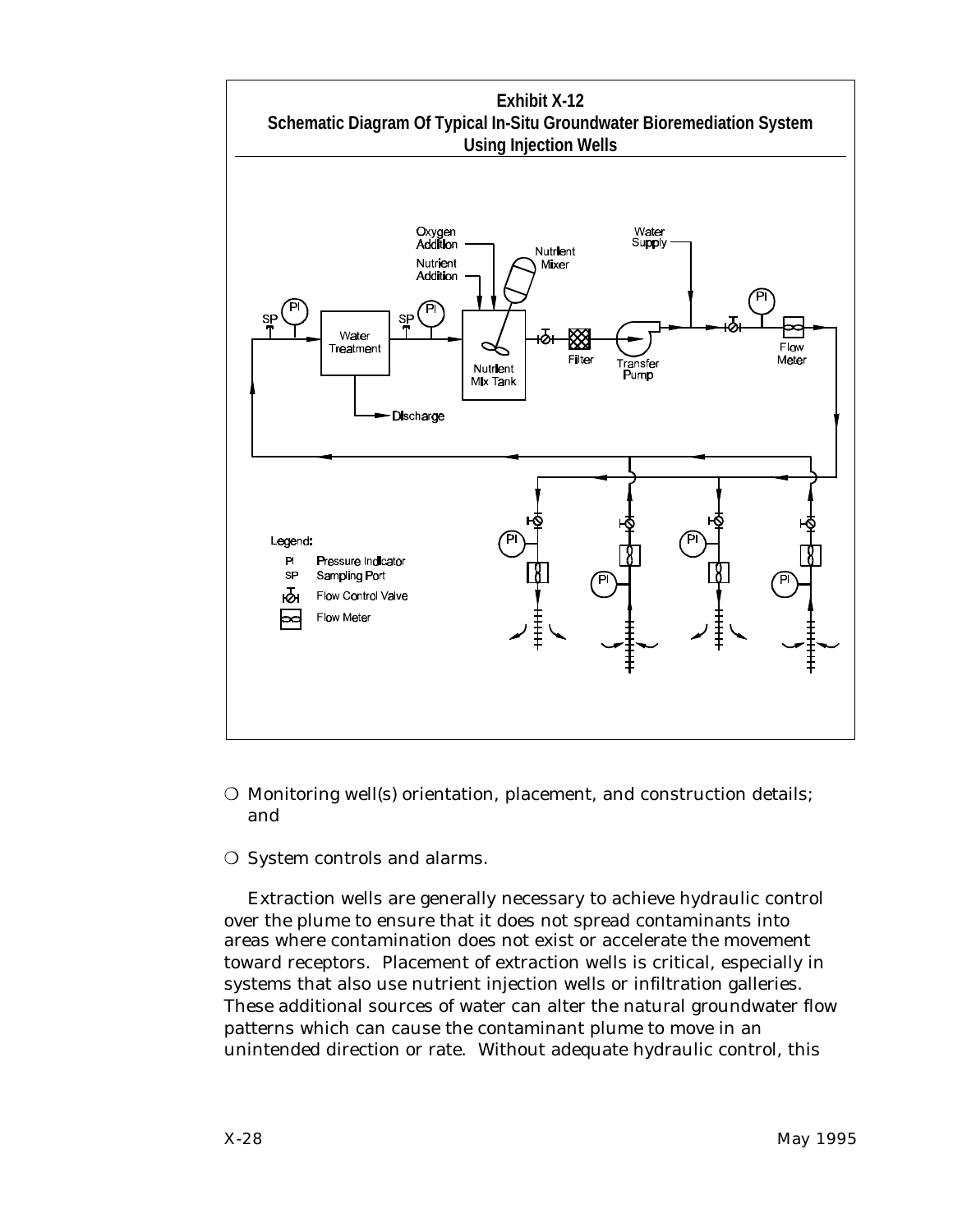**Exhibit X-12**
**Schematic Diagram Of Typical In-Situ Groundwater Bioremediation System Using Injection Wells**

- Monitoring well(s) orientation, placement, and construction details; and

- System controls and alarms.

Extraction wells are generally necessary to achieve hydraulic control over the plume to ensure that it does not spread contaminants into areas where contamination does not exist or accelerate the movement toward receptors. Placement of extraction wells is critical, especially in systems that also use nutrient injection wells or infiltration galleries. These additional sources of water can alter the natural groundwater flow patterns which can cause the contaminant plume to move in an unintended direction or rate. Without adequate hydraulic control, this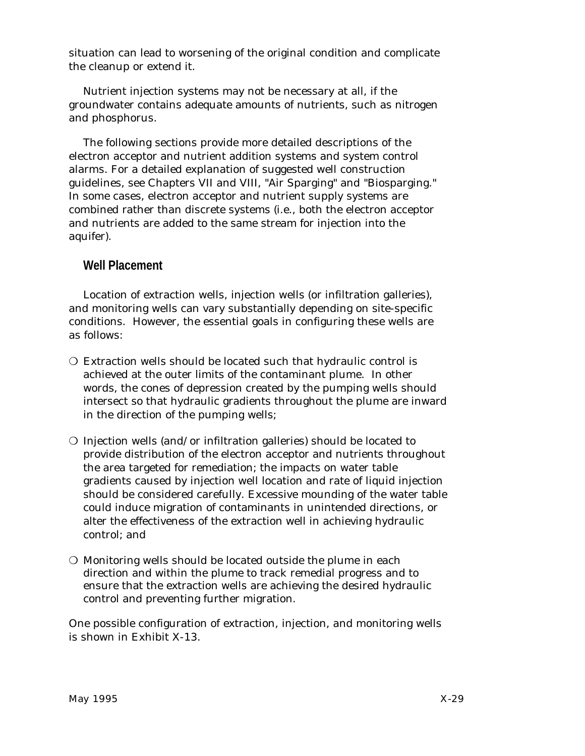situation can lead to worsening of the original condition and complicate the cleanup or extend it.

Nutrient injection systems may not be necessary at all, if the groundwater contains adequate amounts of nutrients, such as nitrogen and phosphorus.

The following sections provide more detailed descriptions of the electron acceptor and nutrient addition systems and system control alarms. For a detailed explanation of suggested well construction guidelines, see Chapters VII and VIII, "Air Sparging" and "Biosparging." In some cases, electron acceptor and nutrient supply systems are combined rather than discrete systems (i.e., both the electron acceptor and nutrients are added to the same stream for injection into the aquifer).

### Well Placement

Location of extraction wells, injection wells (or infiltration galleries), and monitoring wells can vary substantially depending on site-specific conditions. However, the essential goals in configuring these wells are as follows:

- Extraction wells should be located such that hydraulic control is achieved at the outer limits of the contaminant plume. In other words, the cones of depression created by the pumping wells should intersect so that hydraulic gradients throughout the plume are inward in the direction of the pumping wells;

- Injection wells (and/or infiltration galleries) should be located to provide distribution of the electron acceptor and nutrients throughout the area targeted for remediation; the impacts on water table gradients caused by injection well location and rate of liquid injection should be considered carefully. Excessive mounding of the water table could induce migration of contaminants in unintended directions, or alter the effectiveness of the extraction well in achieving hydraulic control; and

- Monitoring wells should be located outside the plume in each direction and within the plume to track remedial progress and to ensure that the extraction wells are achieving the desired hydraulic control and preventing further migration.

One possible configuration of extraction, injection, and monitoring wells is shown in Exhibit X-13.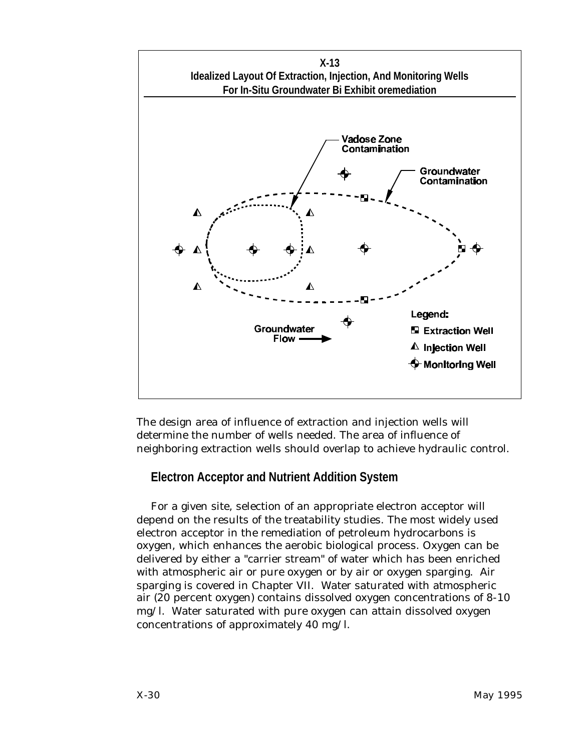**X-13**
**Idealized Layout Of Extraction, Injection, And Monitoring Wells For In-Situ Groundwater Bi Exhibit oremediation**

Vadose Zone Contamination

Groundwater Contamination

Groundwater Flow

Legend:
Extraction Well
Injection Well
Monitoring Well

The design area of influence of extraction and injection wells will determine the number of wells needed. The area of influence of neighboring extraction wells should overlap to achieve hydraulic control.

## Electron Acceptor and Nutrient Addition System

For a given site, selection of an appropriate electron acceptor will depend on the results of the treatability studies. The most widely used electron acceptor in the remediation of petroleum hydrocarbons is oxygen, which enhances the aerobic biological process. Oxygen can be delivered by either a "carrier stream" of water which has been enriched with atmospheric air or pure oxygen or by air or oxygen sparging. Air sparging is covered in Chapter VII. Water saturated with atmospheric air (20 percent oxygen) contains dissolved oxygen concentrations of 8-10 mg/l. Water saturated with pure oxygen can attain dissolved oxygen concentrations of approximately 40 mg/l.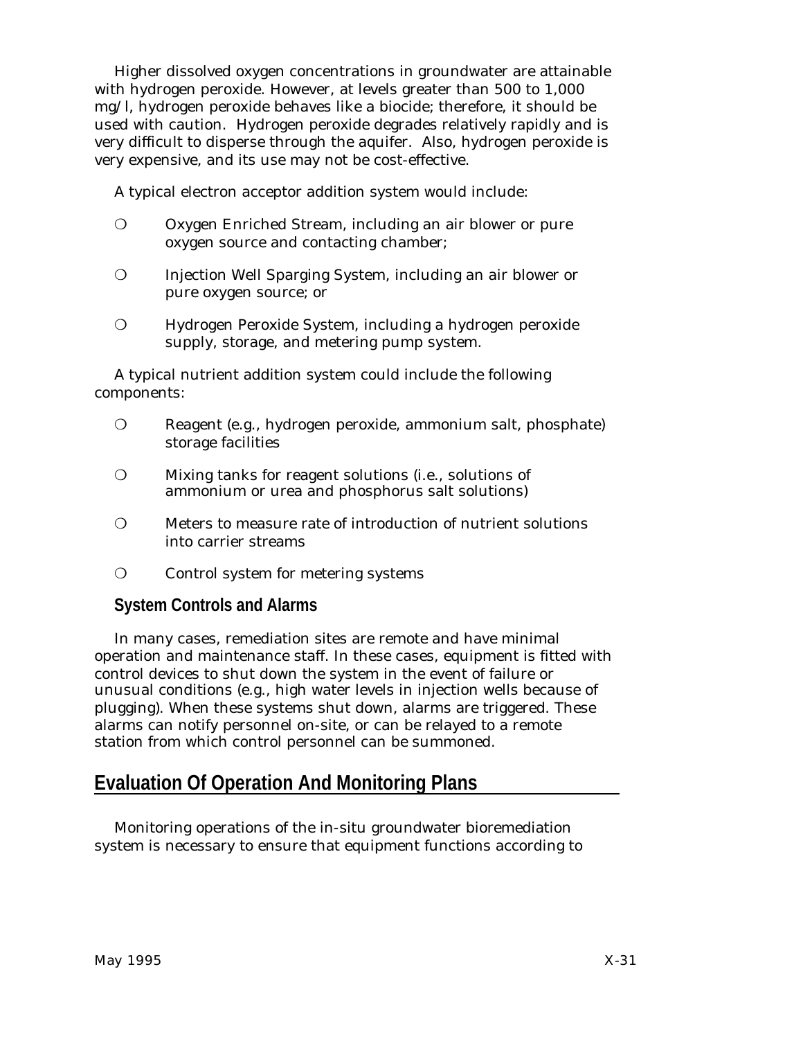Higher dissolved oxygen concentrations in groundwater are attainable with hydrogen peroxide. However, at levels greater than 500 to 1,000 mg/l, hydrogen peroxide behaves like a biocide; therefore, it should be used with caution. Hydrogen peroxide degrades relatively rapidly and is very difficult to disperse through the aquifer. Also, hydrogen peroxide is very expensive, and its use may not be cost-effective.

A typical electron acceptor addition system would include:

- Oxygen Enriched Stream, including an air blower or pure oxygen source and contacting chamber;
- Injection Well Sparging System, including an air blower or pure oxygen source; or
- Hydrogen Peroxide System, including a hydrogen peroxide supply, storage, and metering pump system.

A typical nutrient addition system could include the following components:

- Reagent (e.g., hydrogen peroxide, ammonium salt, phosphate) storage facilities
- Mixing tanks for reagent solutions (i.e., solutions of ammonium or urea and phosphorus salt solutions)
- Meters to measure rate of introduction of nutrient solutions into carrier streams
- Control system for metering systems

### System Controls and Alarms

In many cases, remediation sites are remote and have minimal operation and maintenance staff. In these cases, equipment is fitted with control devices to shut down the system in the event of failure or unusual conditions (e.g., high water levels in injection wells because of plugging). When these systems shut down, alarms are triggered. These alarms can notify personnel on-site, or can be relayed to a remote station from which control personnel can be summoned.

## Evaluation Of Operation And Monitoring Plans

Monitoring operations of the in-situ groundwater bioremediation system is necessary to ensure that equipment functions according to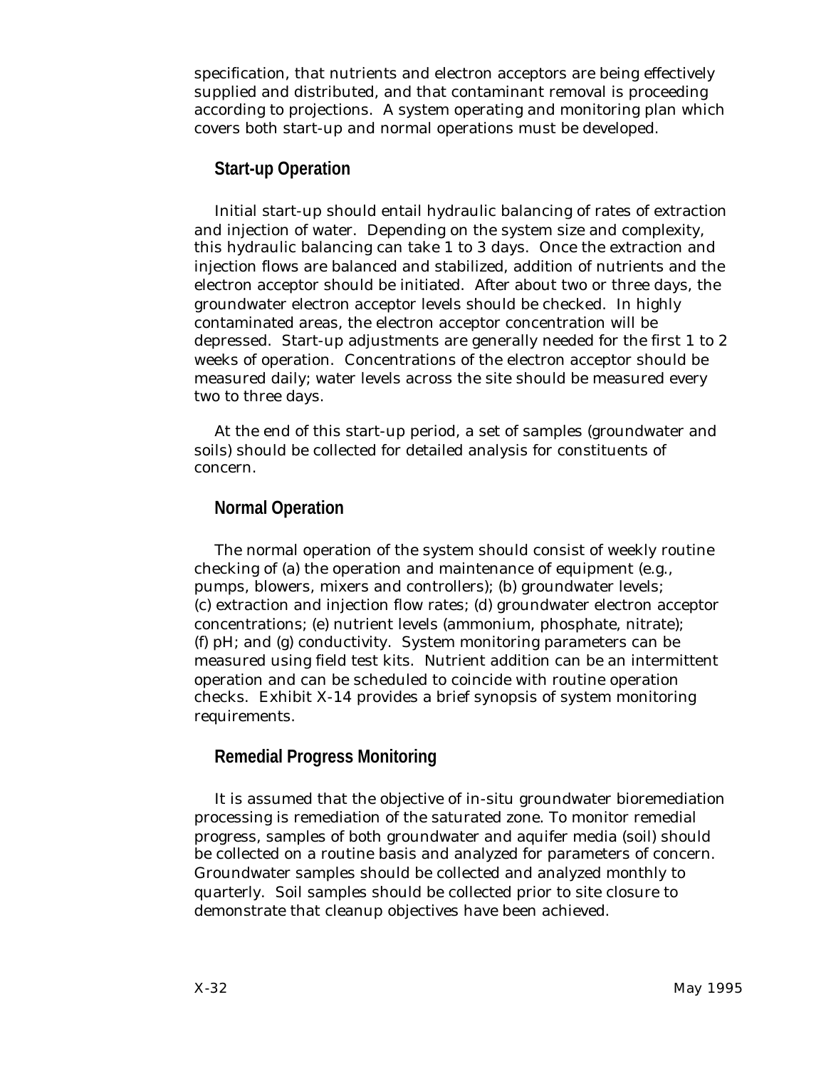specification, that nutrients and electron acceptors are being effectively supplied and distributed, and that contaminant removal is proceeding according to projections. A system operating and monitoring plan which covers both start-up and normal operations must be developed.

### Start-up Operation

Initial start-up should entail hydraulic balancing of rates of extraction and injection of water. Depending on the system size and complexity, this hydraulic balancing can take 1 to 3 days. Once the extraction and injection flows are balanced and stabilized, addition of nutrients and the electron acceptor should be initiated. After about two or three days, the groundwater electron acceptor levels should be checked. In highly contaminated areas, the electron acceptor concentration will be depressed. Start-up adjustments are generally needed for the first 1 to 2 weeks of operation. Concentrations of the electron acceptor should be measured daily; water levels across the site should be measured every two to three days.

At the end of this start-up period, a set of samples (groundwater and soils) should be collected for detailed analysis for constituents of concern.

### Normal Operation

The normal operation of the system should consist of weekly routine checking of (a) the operation and maintenance of equipment (e.g., pumps, blowers, mixers and controllers); (b) groundwater levels; (c) extraction and injection flow rates; (d) groundwater electron acceptor concentrations; (e) nutrient levels (ammonium, phosphate, nitrate); (f) pH; and (g) conductivity. System monitoring parameters can be measured using field test kits. Nutrient addition can be an intermittent operation and can be scheduled to coincide with routine operation checks. Exhibit X-14 provides a brief synopsis of system monitoring requirements.

### Remedial Progress Monitoring

It is assumed that the objective of in-situ groundwater bioremediation processing is remediation of the saturated zone. To monitor remedial progress, samples of both groundwater and aquifer media (soil) should be collected on a routine basis and analyzed for parameters of concern. Groundwater samples should be collected and analyzed monthly to quarterly. Soil samples should be collected prior to site closure to demonstrate that cleanup objectives have been achieved.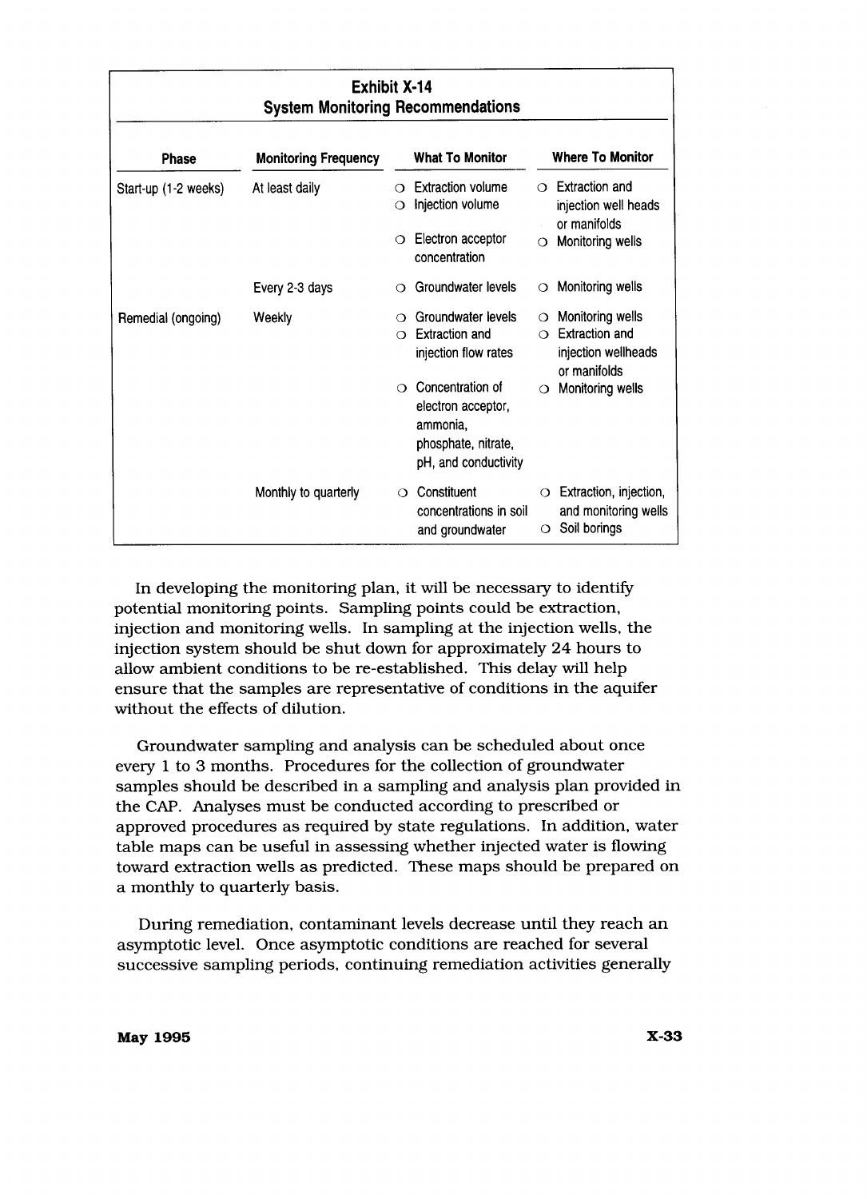**Exhibit X-14**
**System Monitoring Recommendations**

| Phase | Monitoring Frequency | What To Monitor | Where To Monitor |
|---|---|---|---|
| Start-up (1-2 weeks) | At least daily | ○ Extraction volume<br>○ Injection volume | ○ Extraction and injection well heads or manifolds |
| | | ○ Electron acceptor concentration | ○ Monitoring wells |
| | Every 2-3 days | ○ Groundwater levels | ○ Monitoring wells |
| Remedial (ongoing) | Weekly | ○ Groundwater levels<br>○ Extraction and injection flow rates | ○ Monitoring wells<br>○ Extraction and injection wellheads or manifolds |
| | | ○ Concentration of electron acceptor, ammonia, phosphate, nitrate, pH, and conductivity | ○ Monitoring wells |
| | Monthly to quarterly | ○ Constituent concentrations in soil and groundwater | ○ Extraction, injection, and monitoring wells<br>○ Soil borings |

In developing the monitoring plan, it will be necessary to identify potential monitoring points. Sampling points could be extraction, injection and monitoring wells. In sampling at the injection wells, the injection system should be shut down for approximately 24 hours to allow ambient conditions to be re-established. This delay will help ensure that the samples are representative of conditions in the aquifer without the effects of dilution.

Groundwater sampling and analysis can be scheduled about once every 1 to 3 months. Procedures for the collection of groundwater samples should be described in a sampling and analysis plan provided in the CAP. Analyses must be conducted according to prescribed or approved procedures as required by state regulations. In addition, water table maps can be useful in assessing whether injected water is flowing toward extraction wells as predicted. These maps should be prepared on a monthly to quarterly basis.

During remediation, contaminant levels decrease until they reach an asymptotic level. Once asymptotic conditions are reached for several successive sampling periods, continuing remediation activities generally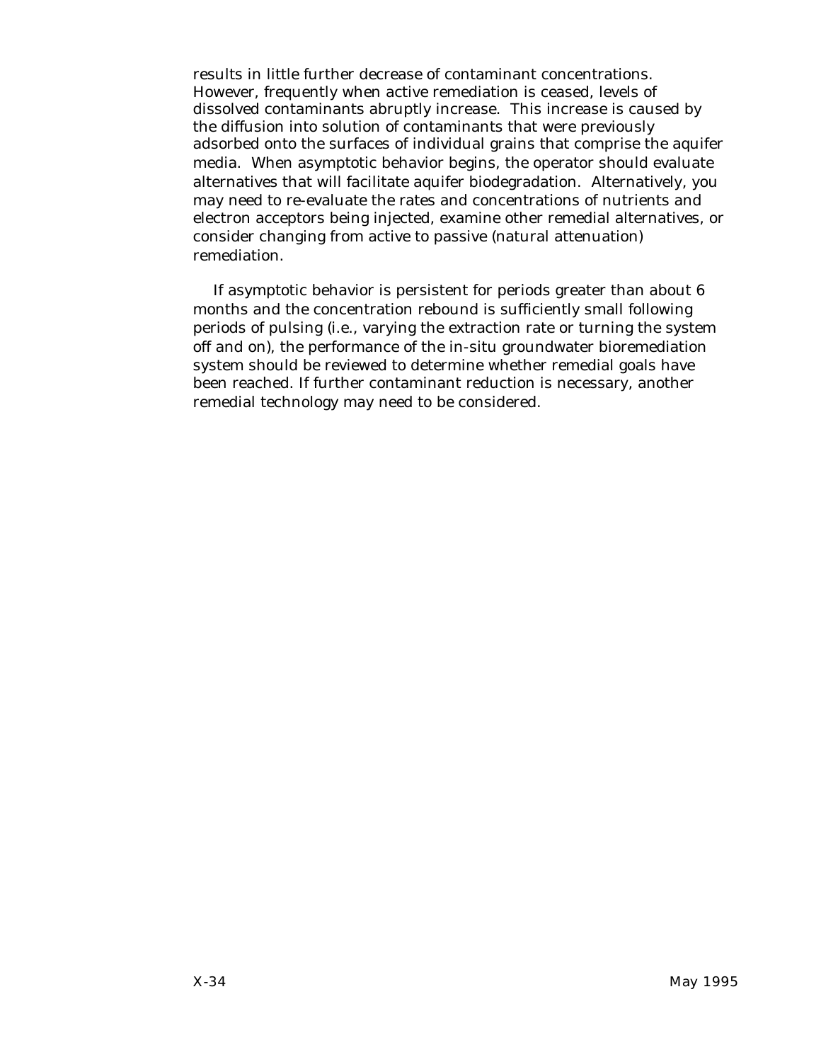results in little further decrease of contaminant concentrations. However, frequently when active remediation is ceased, levels of dissolved contaminants abruptly increase. This increase is caused by the diffusion into solution of contaminants that were previously adsorbed onto the surfaces of individual grains that comprise the aquifer media. When asymptotic behavior begins, the operator should evaluate alternatives that will facilitate aquifer biodegradation. Alternatively, you may need to re-evaluate the rates and concentrations of nutrients and electron acceptors being injected, examine other remedial alternatives, or consider changing from active to passive (natural attenuation) remediation.

If asymptotic behavior is persistent for periods greater than about 6 months and the concentration rebound is sufficiently small following periods of pulsing (i.e., varying the extraction rate or turning the system off and on), the performance of the in-situ groundwater bioremediation system should be reviewed to determine whether remedial goals have been reached. If further contaminant reduction is necessary, another remedial technology may need to be considered.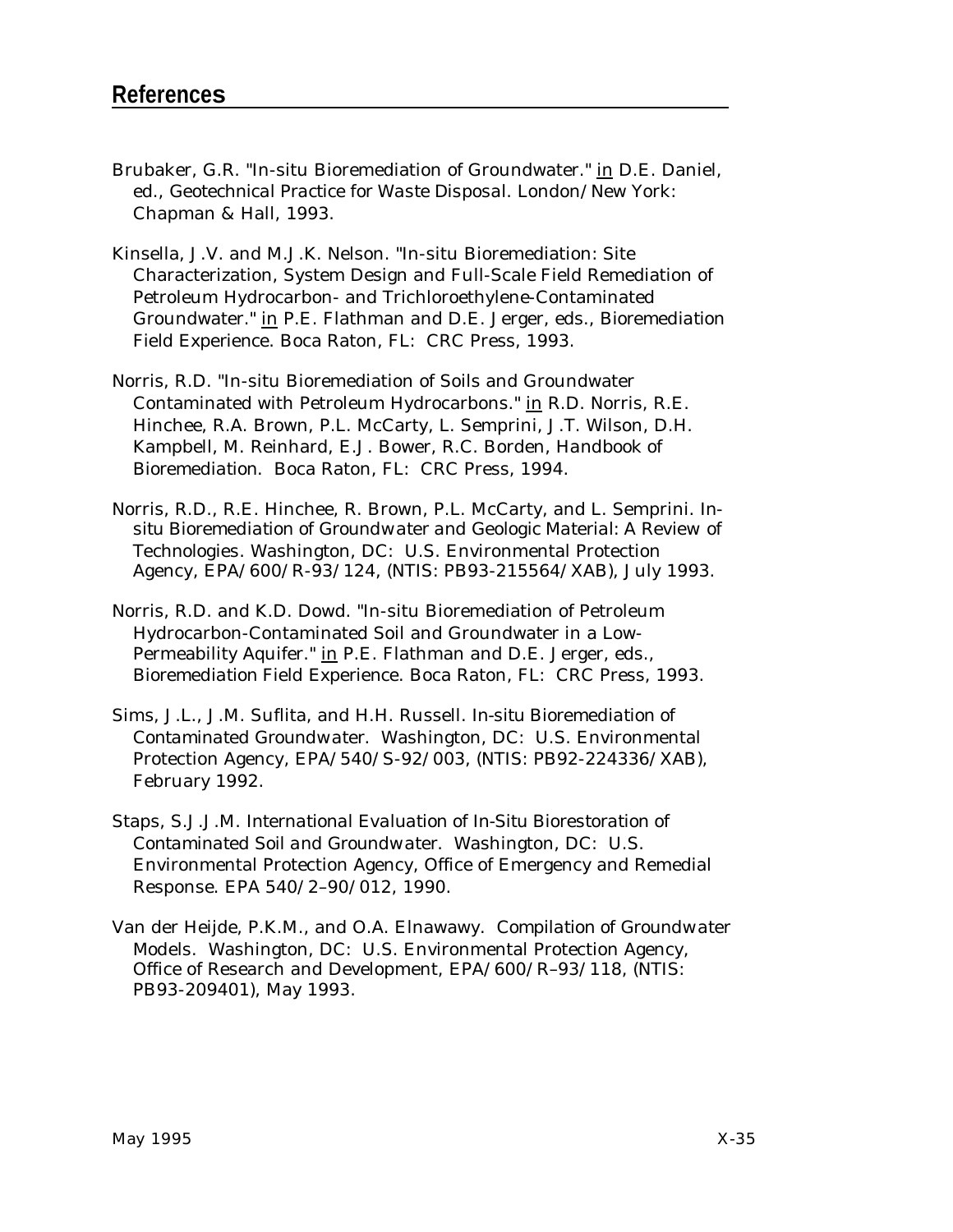## References

Brubaker, G.R. "In-situ Bioremediation of Groundwater." in D.E. Daniel, ed., *Geotechnical Practice for Waste Disposal*. London/New York: Chapman & Hall, 1993.

Kinsella, J.V. and M.J.K. Nelson. "In-situ Bioremediation: Site Characterization, System Design and Full-Scale Field Remediation of Petroleum Hydrocarbon- and Trichloroethylene-Contaminated Groundwater." in P.E. Flathman and D.E. Jerger, eds., Bioremediation Field Experience. Boca Raton, FL: CRC Press, 1993.

Norris, R.D. "In-situ Bioremediation of Soils and Groundwater Contaminated with Petroleum Hydrocarbons." in R.D. Norris, R.E. Hinchee, R.A. Brown, P.L. McCarty, L. Semprini, J.T. Wilson, D.H. Kampbell, M. Reinhard, E.J. Bower, R.C. Borden, *Handbook of Bioremediation*. Boca Raton, FL: CRC Press, 1994.

Norris, R.D., R.E. Hinchee, R. Brown, P.L. McCarty, and L. Semprini. *In-situ Bioremediation of Groundwater and Geologic Material: A Review of Technologies*. Washington, DC: U.S. Environmental Protection Agency, EPA/600/R-93/124, (NTIS: PB93-215564/XAB), July 1993.

Norris, R.D. and K.D. Dowd. "In-situ Bioremediation of Petroleum Hydrocarbon-Contaminated Soil and Groundwater in a Low-Permeability Aquifer." in P.E. Flathman and D.E. Jerger, eds., *Bioremediation Field Experience*. Boca Raton, FL: CRC Press, 1993.

Sims, J.L., J.M. Suflita, and H.H. Russell. *In-situ Bioremediation of Contaminated Groundwater*. Washington, DC: U.S. Environmental Protection Agency, EPA/540/S-92/003, (NTIS: PB92-224336/XAB), February 1992.

Staps, S.J.J.M. *International Evaluation of In-Situ Biorestoration of Contaminated Soil and Groundwater*. Washington, DC: U.S. Environmental Protection Agency, Office of Emergency and Remedial Response. EPA 540/2–90/012, 1990.

Van der Heijde, P.K.M., and O.A. Elnawawy. *Compilation of Groundwater Models*. Washington, DC: U.S. Environmental Protection Agency, Office of Research and Development, EPA/600/R–93/118, (NTIS: PB93-209401), May 1993.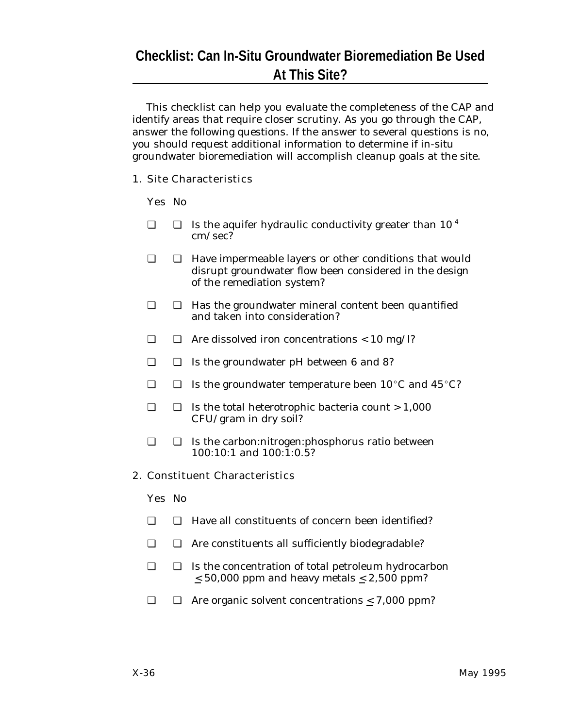## Checklist: Can In-Situ Groundwater Bioremediation Be Used At This Site?

This checklist can help you evaluate the completeness of the CAP and identify areas that require closer scrutiny. As you go through the CAP, answer the following questions. If the answer to several questions is no, you should request additional information to determine if in-situ groundwater bioremediation will accomplish cleanup goals at the site.

### 1. Site Characteristics

| Yes | No | |
|---|---|---|
| ❑ | ❑ | Is the aquifer hydraulic conductivity greater than $10^{-4}$ cm/sec? |
| ❑ | ❑ | Have impermeable layers or other conditions that would disrupt groundwater flow been considered in the design of the remediation system? |
| ❑ | ❑ | Has the groundwater mineral content been quantified and taken into consideration? |
| ❑ | ❑ | Are dissolved iron concentrations < 10 mg/l? |
| ❑ | ❑ | Is the groundwater pH between 6 and 8? |
| ❑ | ❑ | Is the groundwater temperature been 10°C and 45°C? |
| ❑ | ❑ | Is the total heterotrophic bacteria count > 1,000 CFU/gram in dry soil? |
| ❑ | ❑ | Is the carbon:nitrogen:phosphorus ratio between 100:10:1 and 100:1:0.5? |

### 2. Constituent Characteristics

| Yes | No | |
|---|---|---|
| ❑ | ❑ | Have all constituents of concern been identified? |
| ❑ | ❑ | Are constituents all sufficiently biodegradable? |
| ❑ | ❑ | Is the concentration of total petroleum hydrocarbon $\leq$ 50,000 ppm and heavy metals $\leq$ 2,500 ppm? |
| ❑ | ❑ | Are organic solvent concentrations $\leq$ 7,000 ppm? |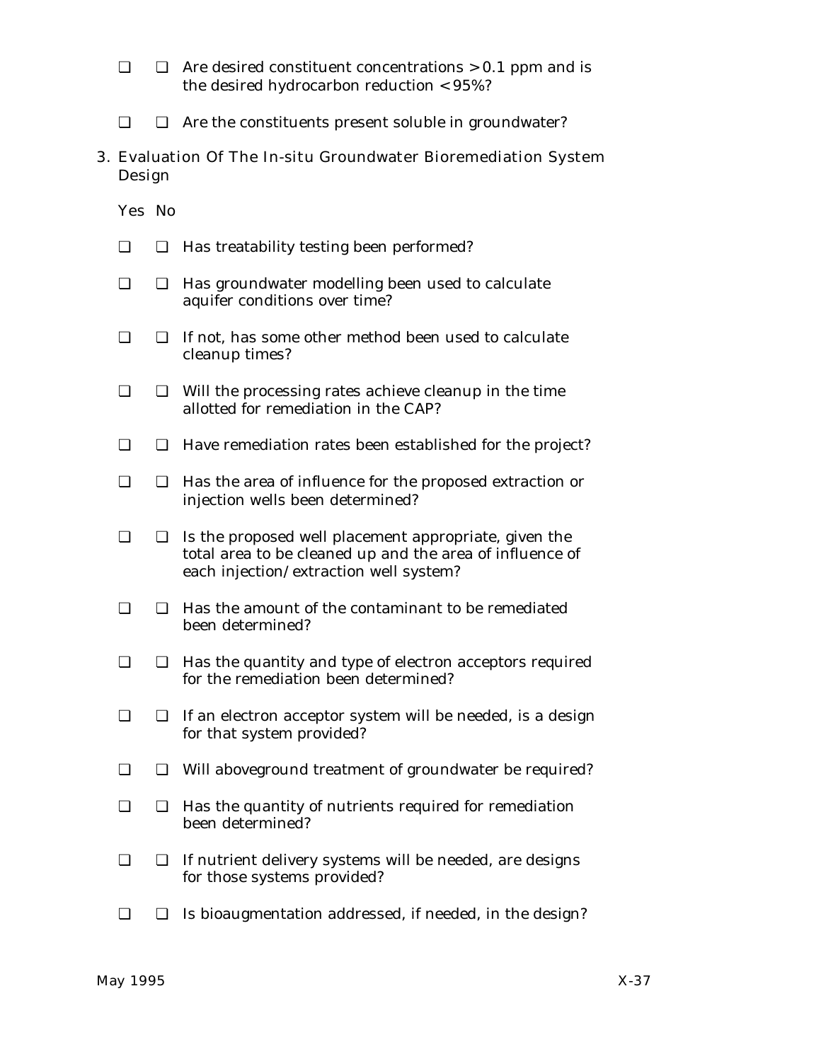❑ ❑ Are desired constituent concentrations > 0.1 ppm and is the desired hydrocarbon reduction < 95%?

❑ ❑ Are the constituents present soluble in groundwater?

3. Evaluation Of The In-situ Groundwater Bioremediation System Design

Yes No

❑ ❑ Has treatability testing been performed?

❑ ❑ Has groundwater modelling been used to calculate aquifer conditions over time?

❑ ❑ If not, has some other method been used to calculate cleanup times?

❑ ❑ Will the processing rates achieve cleanup in the time allotted for remediation in the CAP?

❑ ❑ Have remediation rates been established for the project?

❑ ❑ Has the area of influence for the proposed extraction or injection wells been determined?

❑ ❑ Is the proposed well placement appropriate, given the total area to be cleaned up and the area of influence of each injection/extraction well system?

❑ ❑ Has the amount of the contaminant to be remediated been determined?

❑ ❑ Has the quantity and type of electron acceptors required for the remediation been determined?

❑ ❑ If an electron acceptor system will be needed, is a design for that system provided?

❑ ❑ Will aboveground treatment of groundwater be required?

❑ ❑ Has the quantity of nutrients required for remediation been determined?

❑ ❑ If nutrient delivery systems will be needed, are designs for those systems provided?

❑ ❑ Is bioaugmentation addressed, if needed, in the design?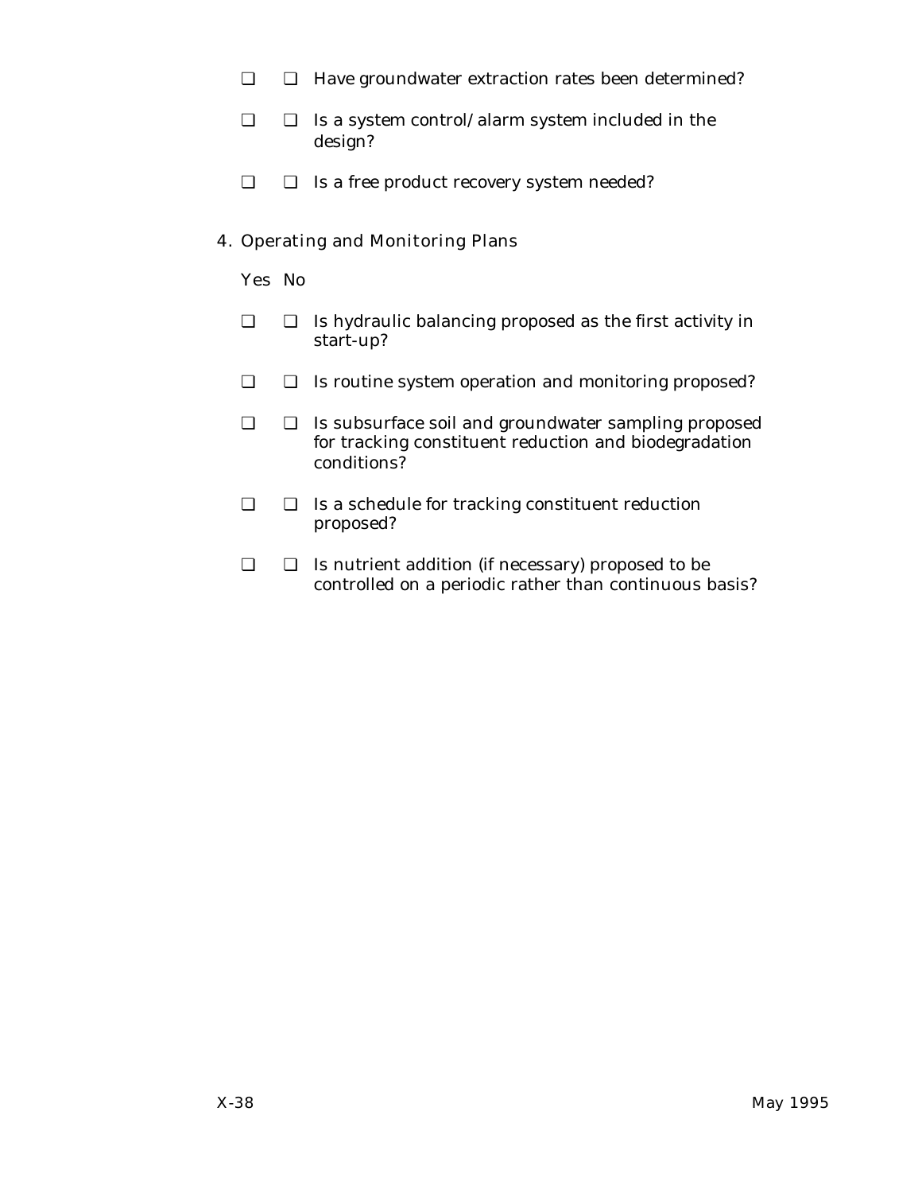❑ ❑ Have groundwater extraction rates been determined?

❑ ❑ Is a system control/alarm system included in the design?

❑ ❑ Is a free product recovery system needed?

4. Operating and Monitoring Plans

Yes No

❑ ❑ Is hydraulic balancing proposed as the first activity in start-up?

❑ ❑ Is routine system operation and monitoring proposed?

❑ ❑ Is subsurface soil and groundwater sampling proposed for tracking constituent reduction and biodegradation conditions?

❑ ❑ Is a schedule for tracking constituent reduction proposed?

❑ ❑ Is nutrient addition (if necessary) proposed to be controlled on a periodic rather than continuous basis?